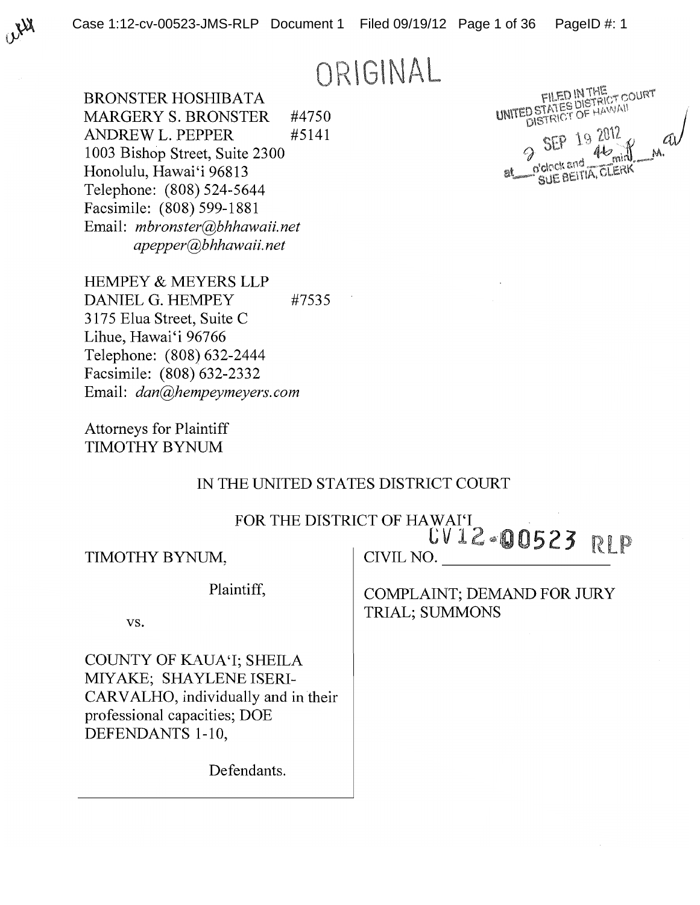ORIGINAL

BRONSTER HOSHIBATA
MARGERY S. BRONSTER #4750
ANDREW L. PEPPER #5141
1003 Bishop Street, Suite 2300
Honolulu, Hawai'i 96813
Telephone: (808) 524-5644
Facsimile: (808) 599-1881
Email: *mbronster@bhhawaii.net*
*apepper@bhhawaii.net*

FILED IN THE
UNITED STATES DISTRICT COURT
DISTRICT OF HAWAII
SEP 19 2012
at 2 o'clock and 46 min. P.M.
SUE BEITIA, CLERK

HEMPEY & MEYERS LLP
DANIEL G. HEMPEY #7535
3175 Elua Street, Suite C
Lihue, Hawai'i 96766
Telephone: (808) 632-2444
Facsimile: (808) 632-2332
Email: *dan@hempeymeyers.com*

Attorneys for Plaintiff
TIMOTHY BYNUM

IN THE UNITED STATES DISTRICT COURT

FOR THE DISTRICT OF HAWAI'I

| | |
|---|---|
| TIMOTHY BYNUM,<br><br>Plaintiff,<br><br>vs.<br><br>COUNTY OF KAUA'I; SHEILA MIYAKE; SHAYLENE ISERI-CARVALHO, individually and in their professional capacities; DOE DEFENDANTS 1-10,<br><br>Defendants. | CIVIL NO. CV12-00523 RLP<br><br>COMPLAINT; DEMAND FOR JURY TRIAL; SUMMONS |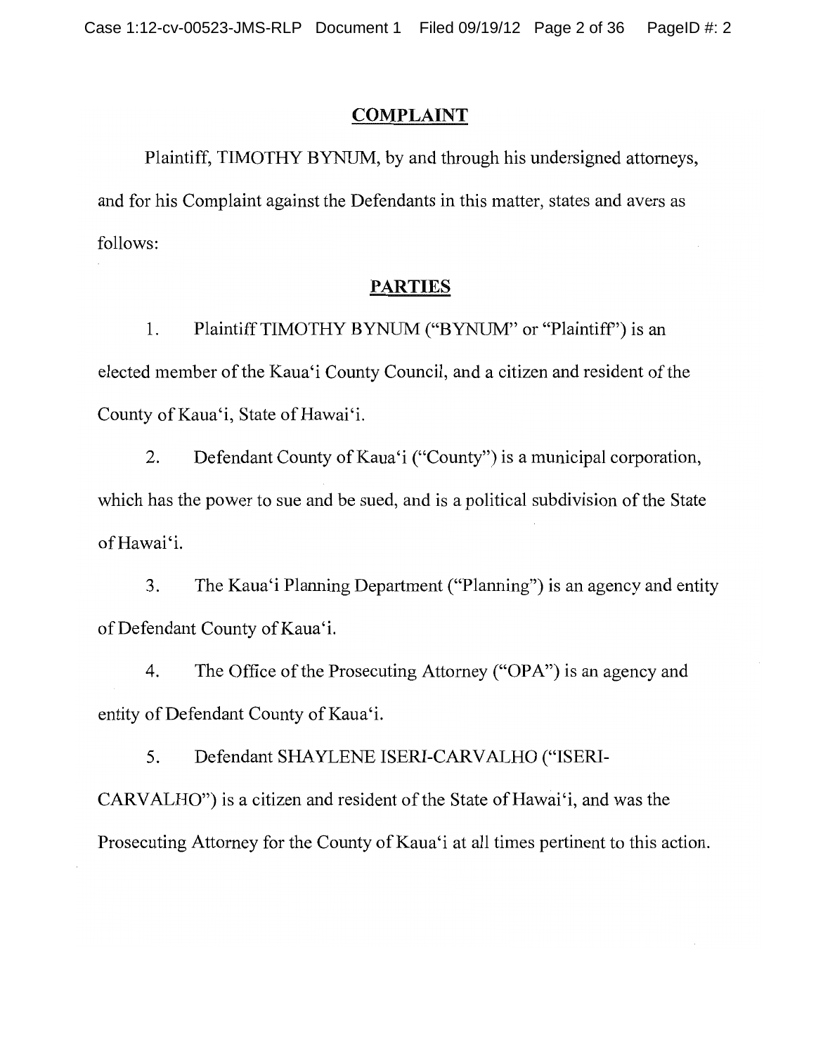## COMPLAINT

Plaintiff, TIMOTHY BYNUM, by and through his undersigned attorneys, and for his Complaint against the Defendants in this matter, states and avers as follows:

## PARTIES

1. Plaintiff TIMOTHY BYNUM ("BYNUM" or "Plaintiff") is an elected member of the Kauaʻi County Council, and a citizen and resident of the County of Kauaʻi, State of Hawaiʻi.

2. Defendant County of Kauaʻi ("County") is a municipal corporation, which has the power to sue and be sued, and is a political subdivision of the State of Hawaiʻi.

3. The Kauaʻi Planning Department ("Planning") is an agency and entity of Defendant County of Kauaʻi.

4. The Office of the Prosecuting Attorney ("OPA") is an agency and entity of Defendant County of Kauaʻi.

5. Defendant SHAYLENE ISERI-CARVALHO ("ISERI-CARVALHO") is a citizen and resident of the State of Hawaiʻi, and was the Prosecuting Attorney for the County of Kauaʻi at all times pertinent to this action.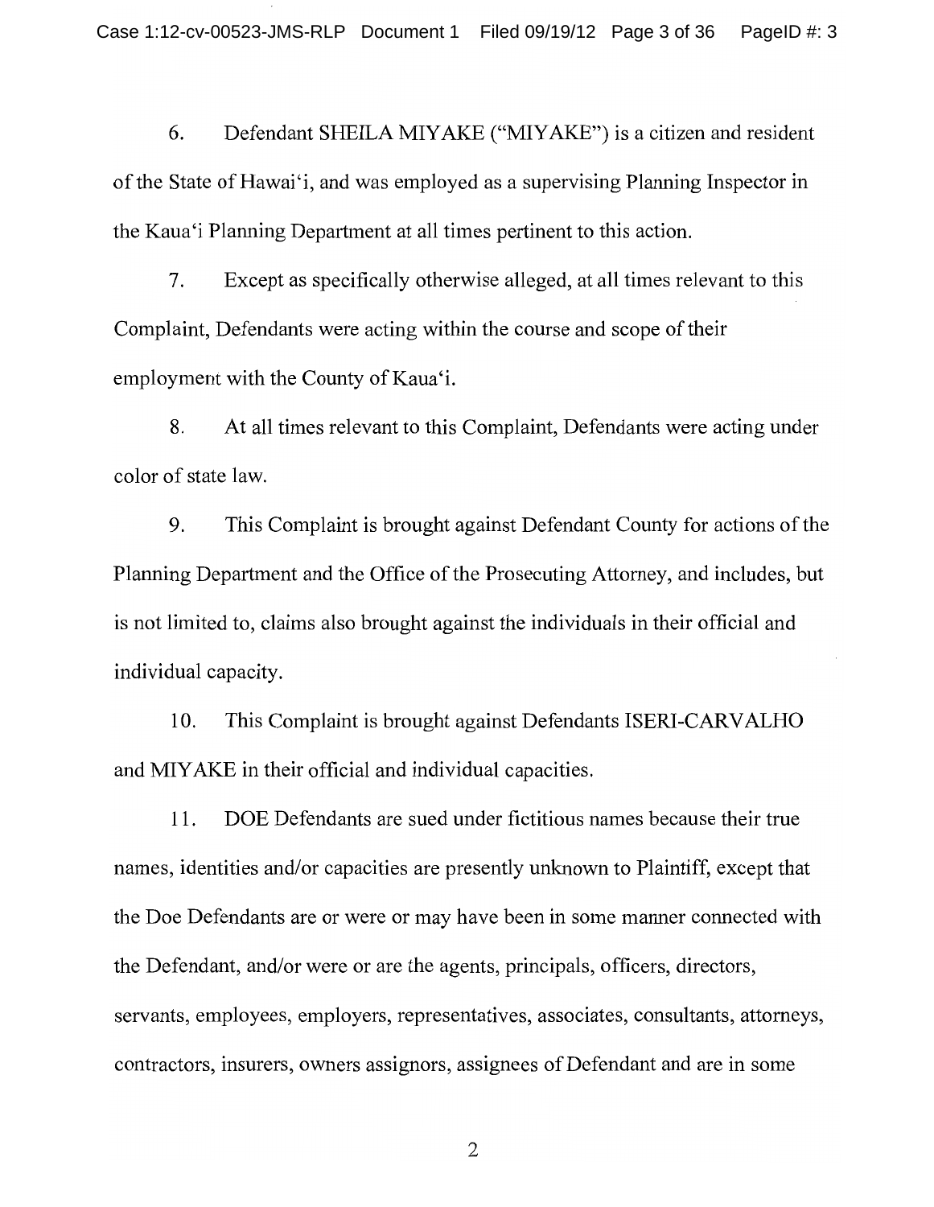6. Defendant SHEILA MIYAKE ("MIYAKE") is a citizen and resident of the State of Hawai'i, and was employed as a supervising Planning Inspector in the Kaua'i Planning Department at all times pertinent to this action.

7. Except as specifically otherwise alleged, at all times relevant to this Complaint, Defendants were acting within the course and scope of their employment with the County of Kaua'i.

8. At all times relevant to this Complaint, Defendants were acting under color of state law.

9. This Complaint is brought against Defendant County for actions of the Planning Department and the Office of the Prosecuting Attorney, and includes, but is not limited to, claims also brought against the individuals in their official and individual capacity.

10. This Complaint is brought against Defendants ISERI-CARVALHO and MIYAKE in their official and individual capacities.

11. DOE Defendants are sued under fictitious names because their true names, identities and/or capacities are presently unknown to Plaintiff, except that the Doe Defendants are or were or may have been in some manner connected with the Defendant, and/or were or are the agents, principals, officers, directors, servants, employees, employers, representatives, associates, consultants, attorneys, contractors, insurers, owners assignors, assignees of Defendant and are in some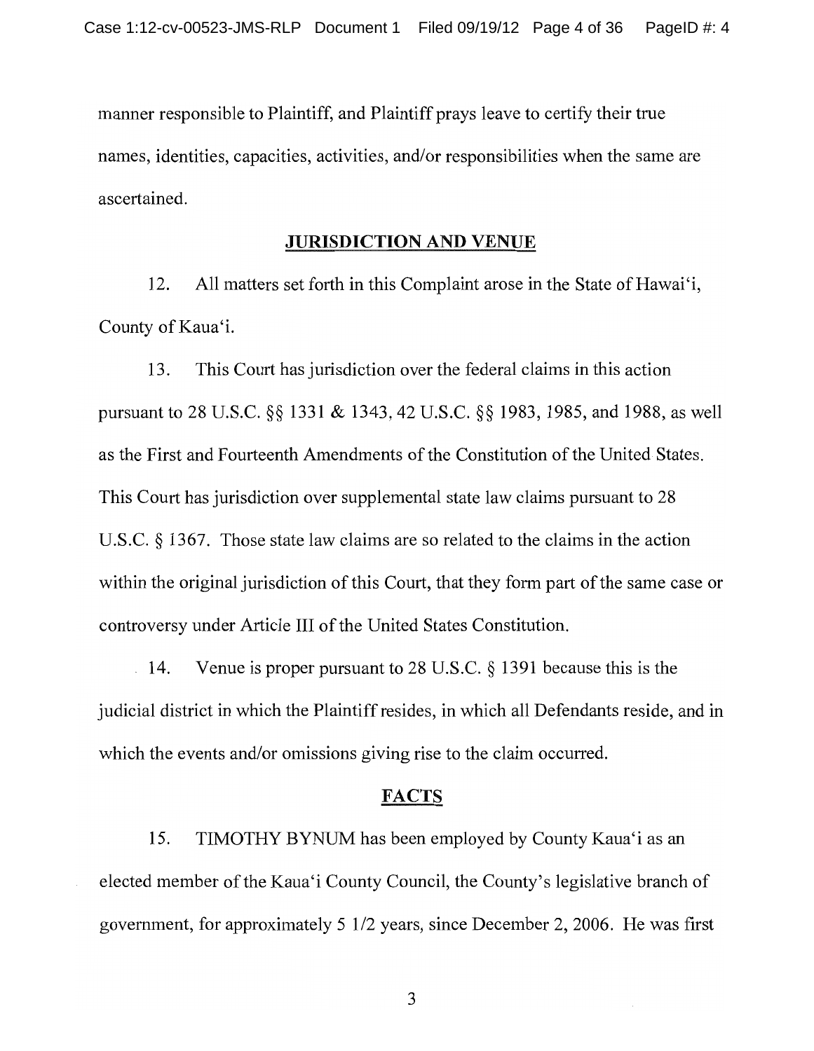manner responsible to Plaintiff, and Plaintiff prays leave to certify their true names, identities, capacities, activities, and/or responsibilities when the same are ascertained.

## JURISDICTION AND VENUE

12. All matters set forth in this Complaint arose in the State of Hawai'i, County of Kaua'i.

13. This Court has jurisdiction over the federal claims in this action pursuant to 28 U.S.C. §§ 1331 & 1343, 42 U.S.C. §§ 1983, 1985, and 1988, as well as the First and Fourteenth Amendments of the Constitution of the United States. This Court has jurisdiction over supplemental state law claims pursuant to 28 U.S.C. § 1367. Those state law claims are so related to the claims in the action within the original jurisdiction of this Court, that they form part of the same case or controversy under Article III of the United States Constitution.

14. Venue is proper pursuant to 28 U.S.C. § 1391 because this is the judicial district in which the Plaintiff resides, in which all Defendants reside, and in which the events and/or omissions giving rise to the claim occurred.

## FACTS

15. TIMOTHY BYNUM has been employed by County Kaua'i as an elected member of the Kaua'i County Council, the County's legislative branch of government, for approximately 5 1/2 years, since December 2, 2006. He was first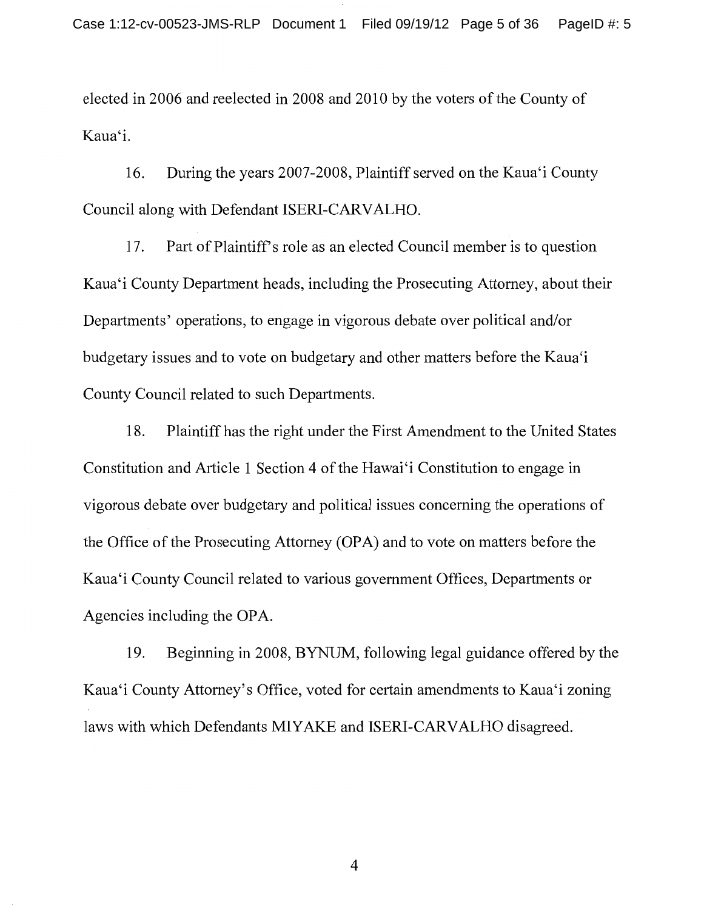elected in 2006 and reelected in 2008 and 2010 by the voters of the County of Kaua'i.

16. During the years 2007-2008, Plaintiff served on the Kaua'i County Council along with Defendant ISERI-CARVALHO.

17. Part of Plaintiff's role as an elected Council member is to question Kaua'i County Department heads, including the Prosecuting Attorney, about their Departments' operations, to engage in vigorous debate over political and/or budgetary issues and to vote on budgetary and other matters before the Kaua'i County Council related to such Departments.

18. Plaintiff has the right under the First Amendment to the United States Constitution and Article 1 Section 4 of the Hawai'i Constitution to engage in vigorous debate over budgetary and political issues concerning the operations of the Office of the Prosecuting Attorney (OPA) and to vote on matters before the Kaua'i County Council related to various government Offices, Departments or Agencies including the OPA.

19. Beginning in 2008, BYNUM, following legal guidance offered by the Kaua'i County Attorney's Office, voted for certain amendments to Kaua'i zoning laws with which Defendants MIYAKE and ISERI-CARVALHO disagreed.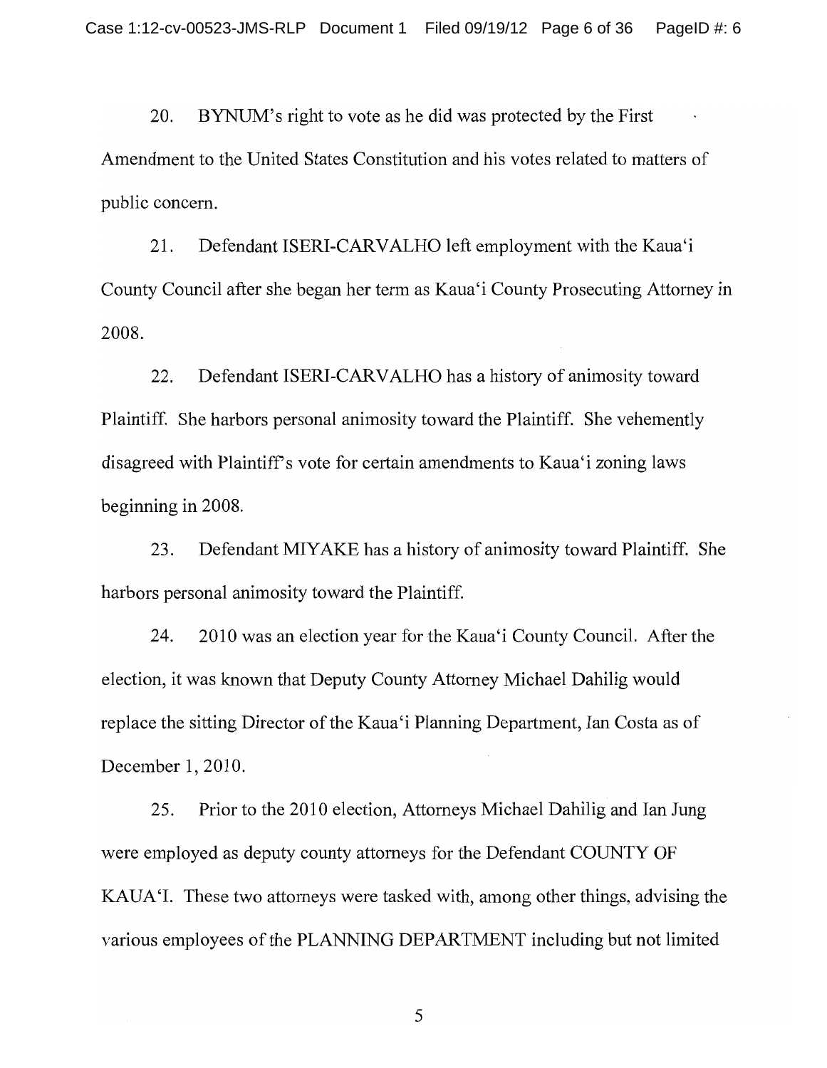20. BYNUM's right to vote as he did was protected by the First Amendment to the United States Constitution and his votes related to matters of public concern.

21. Defendant ISERI-CARVALHO left employment with the Kaua'i County Council after she began her term as Kaua'i County Prosecuting Attorney in 2008.

22. Defendant ISERI-CARVALHO has a history of animosity toward Plaintiff. She harbors personal animosity toward the Plaintiff. She vehemently disagreed with Plaintiff's vote for certain amendments to Kaua'i zoning laws beginning in 2008.

23. Defendant MIYAKE has a history of animosity toward Plaintiff. She harbors personal animosity toward the Plaintiff.

24. 2010 was an election year for the Kaua'i County Council. After the election, it was known that Deputy County Attorney Michael Dahilig would replace the sitting Director of the Kaua'i Planning Department, Ian Costa as of December 1, 2010.

25. Prior to the 2010 election, Attorneys Michael Dahilig and Ian Jung were employed as deputy county attorneys for the Defendant COUNTY OF KAUA'I. These two attorneys were tasked with, among other things, advising the various employees of the PLANNING DEPARTMENT including but not limited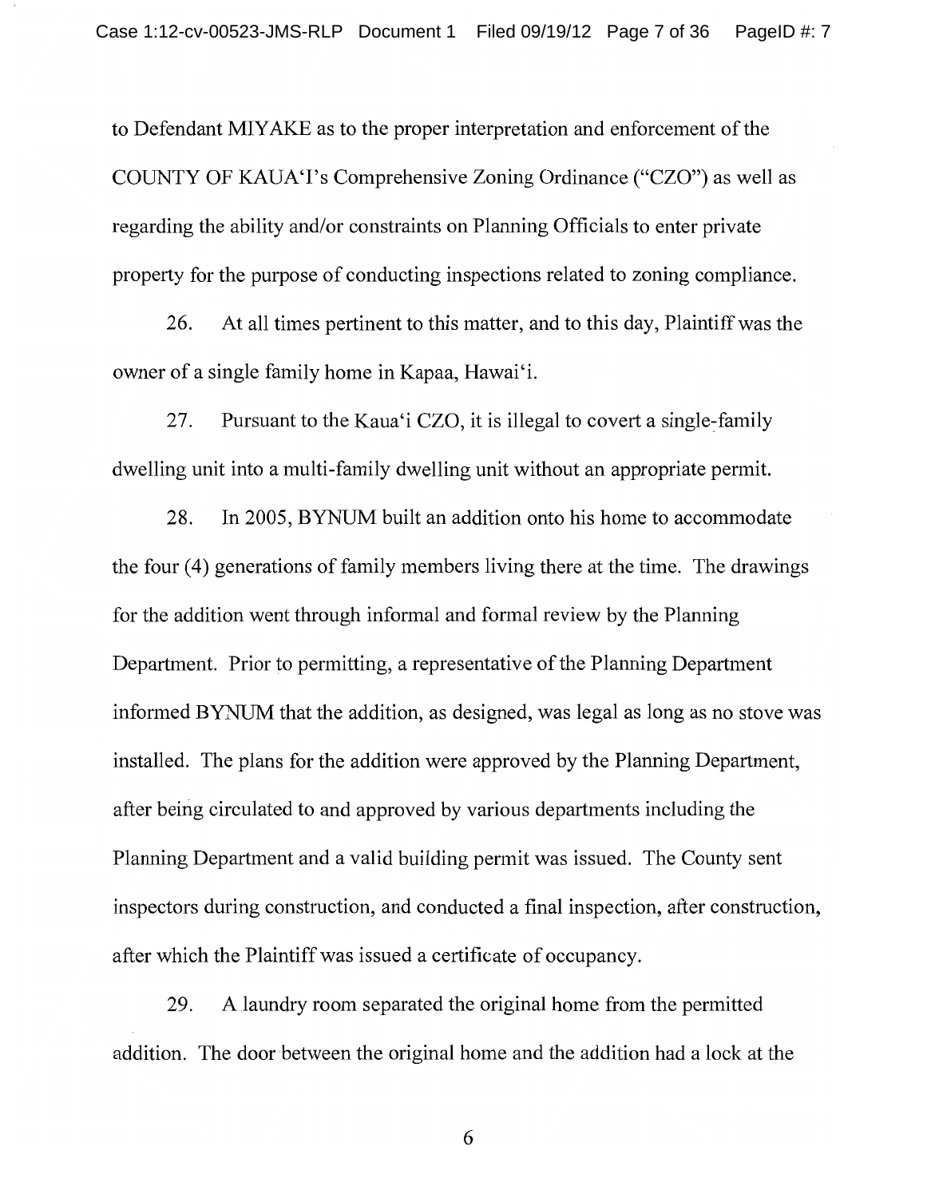to Defendant MIYAKE as to the proper interpretation and enforcement of the COUNTY OF KAUA'I's Comprehensive Zoning Ordinance ("CZO") as well as regarding the ability and/or constraints on Planning Officials to enter private property for the purpose of conducting inspections related to zoning compliance.

26. At all times pertinent to this matter, and to this day, Plaintiff was the owner of a single family home in Kapaa, Hawai'i.

27. Pursuant to the Kaua'i CZO, it is illegal to covert a single-family dwelling unit into a multi-family dwelling unit without an appropriate permit.

28. In 2005, BYNUM built an addition onto his home to accommodate the four (4) generations of family members living there at the time. The drawings for the addition went through informal and formal review by the Planning Department. Prior to permitting, a representative of the Planning Department informed BYNUM that the addition, as designed, was legal as long as no stove was installed. The plans for the addition were approved by the Planning Department, after being circulated to and approved by various departments including the Planning Department and a valid building permit was issued. The County sent inspectors during construction, and conducted a final inspection, after construction, after which the Plaintiff was issued a certificate of occupancy.

29. A laundry room separated the original home from the permitted addition. The door between the original home and the addition had a lock at the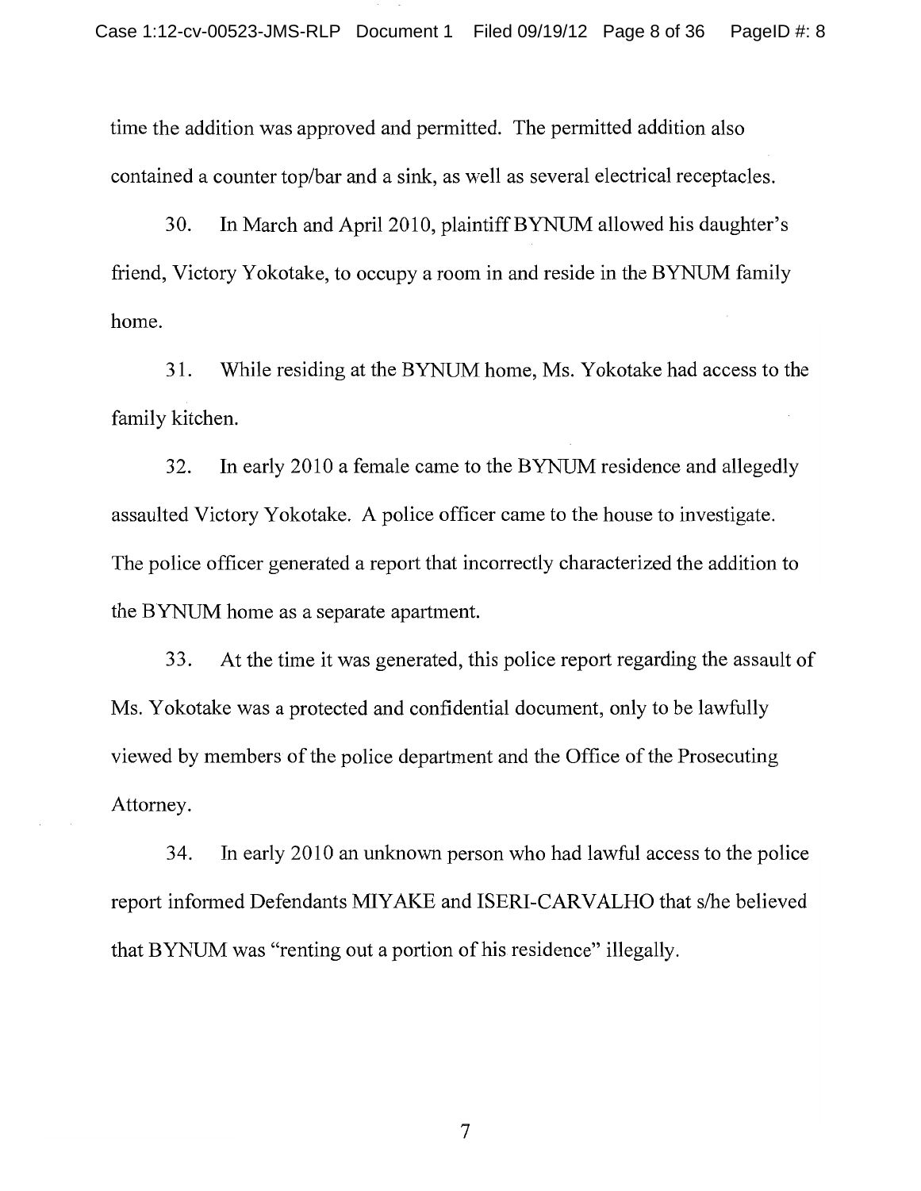time the addition was approved and permitted. The permitted addition also contained a counter top/bar and a sink, as well as several electrical receptacles.

30. In March and April 2010, plaintiff BYNUM allowed his daughter's friend, Victory Yokotake, to occupy a room in and reside in the BYNUM family home.

31. While residing at the BYNUM home, Ms. Yokotake had access to the family kitchen.

32. In early 2010 a female came to the BYNUM residence and allegedly assaulted Victory Yokotake. A police officer came to the house to investigate. The police officer generated a report that incorrectly characterized the addition to the BYNUM home as a separate apartment.

33. At the time it was generated, this police report regarding the assault of Ms. Yokotake was a protected and confidential document, only to be lawfully viewed by members of the police department and the Office of the Prosecuting Attorney.

34. In early 2010 an unknown person who had lawful access to the police report informed Defendants MIYAKE and ISERI-CARVALHO that s/he believed that BYNUM was "renting out a portion of his residence" illegally.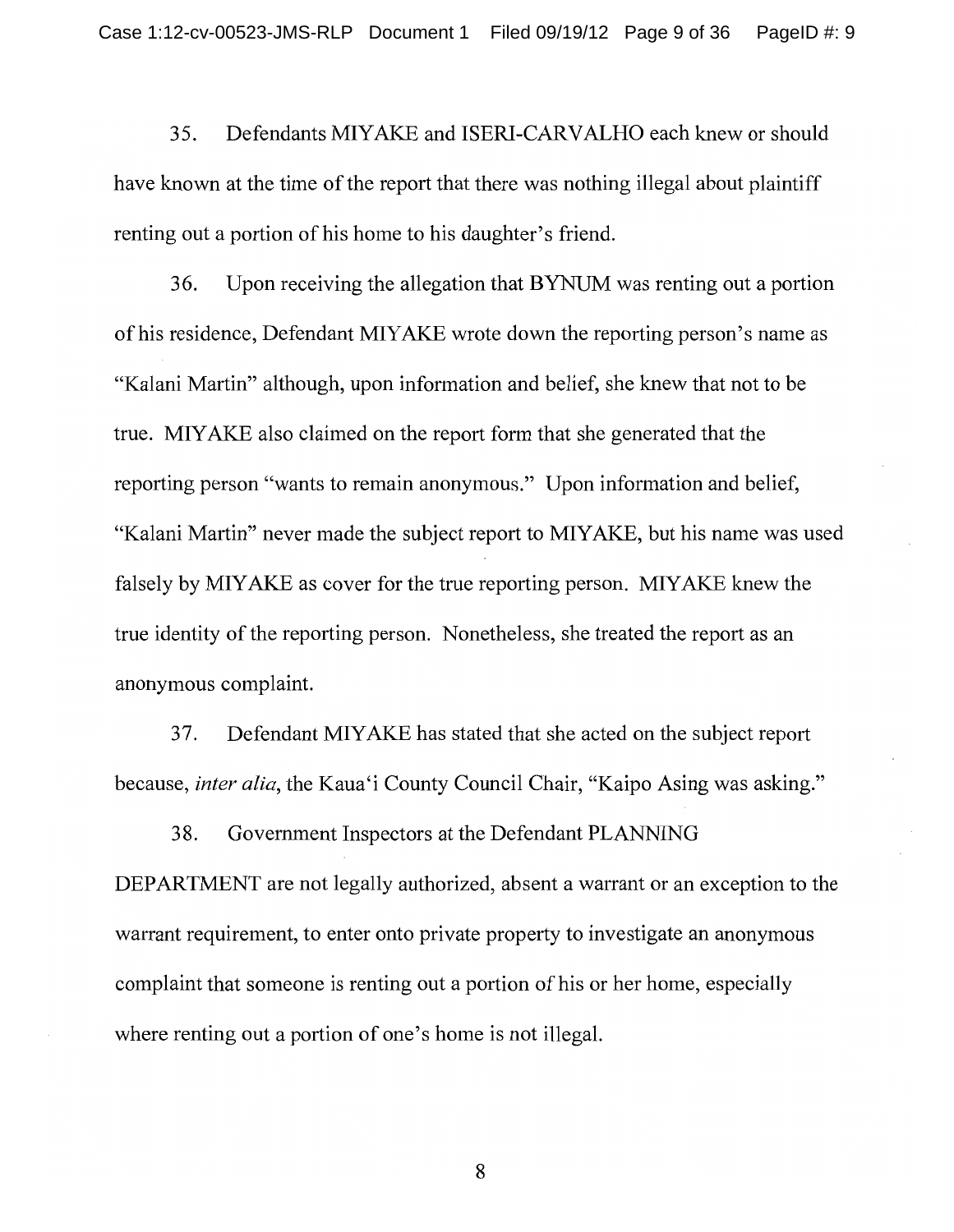35. Defendants MIYAKE and ISERI-CARVALHO each knew or should have known at the time of the report that there was nothing illegal about plaintiff renting out a portion of his home to his daughter's friend.

36. Upon receiving the allegation that BYNUM was renting out a portion of his residence, Defendant MIYAKE wrote down the reporting person's name as "Kalani Martin" although, upon information and belief, she knew that not to be true. MIYAKE also claimed on the report form that she generated that the reporting person "wants to remain anonymous." Upon information and belief, "Kalani Martin" never made the subject report to MIYAKE, but his name was used falsely by MIYAKE as cover for the true reporting person. MIYAKE knew the true identity of the reporting person. Nonetheless, she treated the report as an anonymous complaint.

37. Defendant MIYAKE has stated that she acted on the subject report because, *inter alia*, the Kaua'i County Council Chair, "Kaipo Asing was asking."

38. Government Inspectors at the Defendant PLANNING DEPARTMENT are not legally authorized, absent a warrant or an exception to the warrant requirement, to enter onto private property to investigate an anonymous complaint that someone is renting out a portion of his or her home, especially where renting out a portion of one's home is not illegal.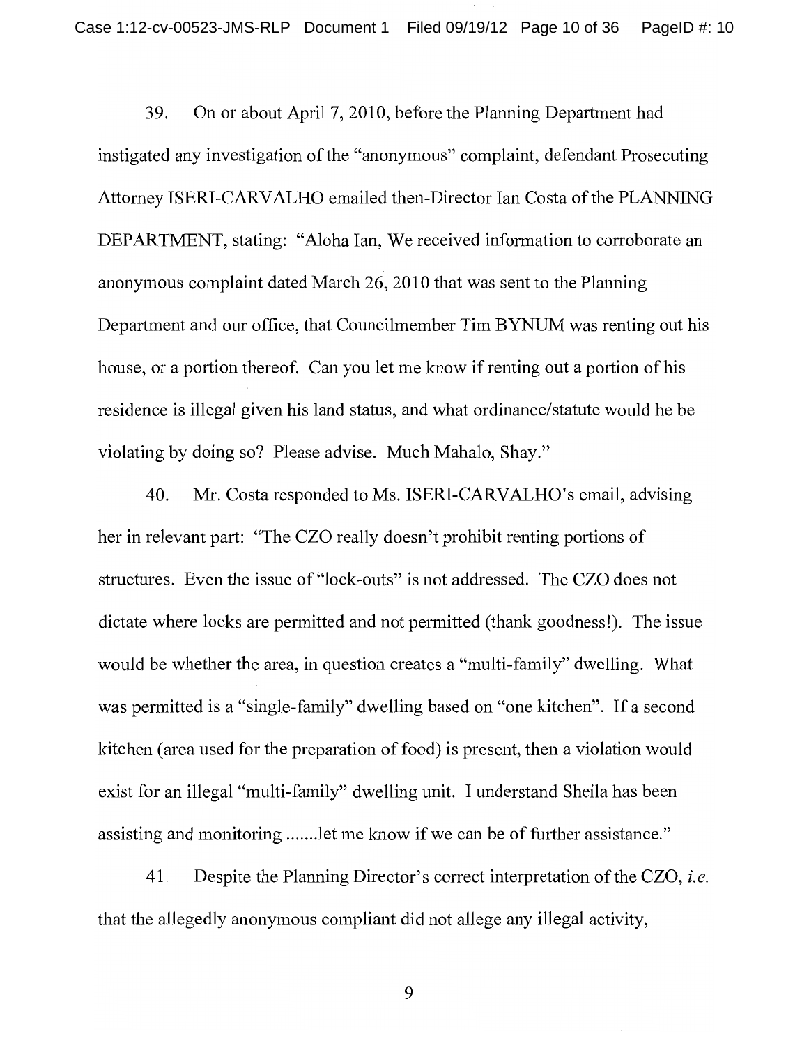39. On or about April 7, 2010, before the Planning Department had instigated any investigation of the "anonymous" complaint, defendant Prosecuting Attorney ISERI-CARVALHO emailed then-Director Ian Costa of the PLANNING DEPARTMENT, stating: "Aloha Ian, We received information to corroborate an anonymous complaint dated March 26, 2010 that was sent to the Planning Department and our office, that Councilmember Tim BYNUM was renting out his house, or a portion thereof. Can you let me know if renting out a portion of his residence is illegal given his land status, and what ordinance/statute would he be violating by doing so? Please advise. Much Mahalo, Shay."

40. Mr. Costa responded to Ms. ISERI-CARVALHO's email, advising her in relevant part: "The CZO really doesn't prohibit renting portions of structures. Even the issue of "lock-outs" is not addressed. The CZO does not dictate where locks are permitted and not permitted (thank goodness!). The issue would be whether the area, in question creates a "multi-family" dwelling. What was permitted is a "single-family" dwelling based on "one kitchen". If a second kitchen (area used for the preparation of food) is present, then a violation would exist for an illegal "multi-family" dwelling unit. I understand Sheila has been assisting and monitoring .......let me know if we can be of further assistance."

41. Despite the Planning Director's correct interpretation of the CZO, *i.e.* that the allegedly anonymous compliant did not allege any illegal activity,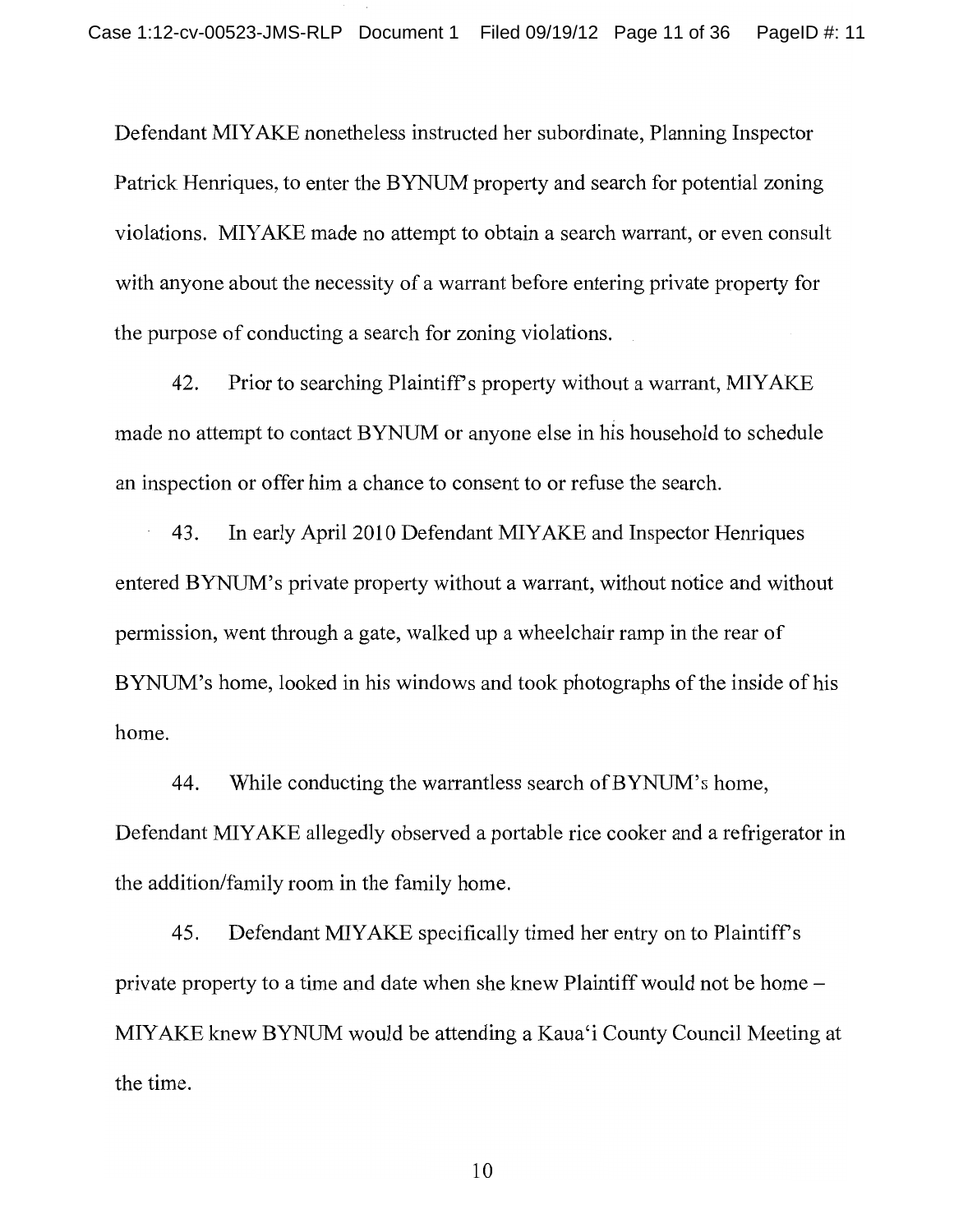Defendant MIYAKE nonetheless instructed her subordinate, Planning Inspector Patrick Henriques, to enter the BYNUM property and search for potential zoning violations. MIYAKE made no attempt to obtain a search warrant, or even consult with anyone about the necessity of a warrant before entering private property for the purpose of conducting a search for zoning violations.

42. Prior to searching Plaintiff's property without a warrant, MIYAKE made no attempt to contact BYNUM or anyone else in his household to schedule an inspection or offer him a chance to consent to or refuse the search.

43. In early April 2010 Defendant MIYAKE and Inspector Henriques entered BYNUM's private property without a warrant, without notice and without permission, went through a gate, walked up a wheelchair ramp in the rear of BYNUM's home, looked in his windows and took photographs of the inside of his home.

44. While conducting the warrantless search of BYNUM's home, Defendant MIYAKE allegedly observed a portable rice cooker and a refrigerator in the addition/family room in the family home.

45. Defendant MIYAKE specifically timed her entry on to Plaintiff's private property to a time and date when she knew Plaintiff would not be home – MIYAKE knew BYNUM would be attending a Kaua'i County Council Meeting at the time.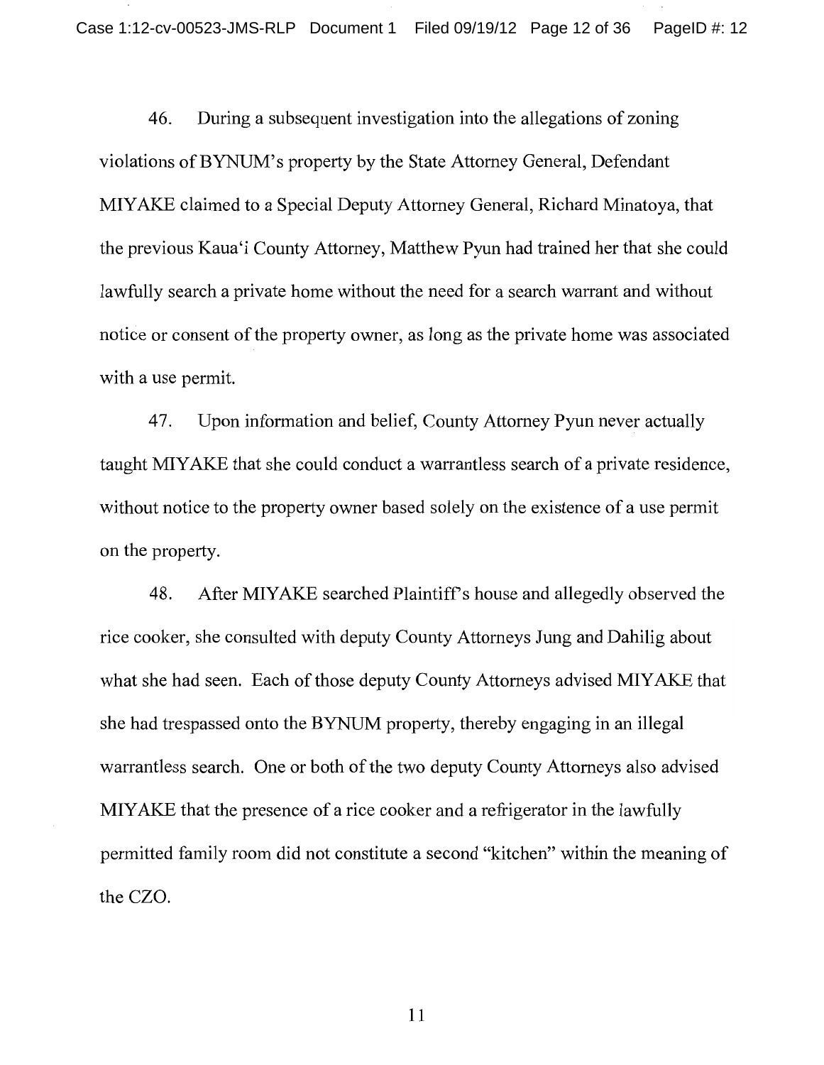46. During a subsequent investigation into the allegations of zoning violations of BYNUM's property by the State Attorney General, Defendant MIYAKE claimed to a Special Deputy Attorney General, Richard Minatoya, that the previous Kaua'i County Attorney, Matthew Pyun had trained her that she could lawfully search a private home without the need for a search warrant and without notice or consent of the property owner, as long as the private home was associated with a use permit.

47. Upon information and belief, County Attorney Pyun never actually taught MIYAKE that she could conduct a warrantless search of a private residence, without notice to the property owner based solely on the existence of a use permit on the property.

48. After MIYAKE searched Plaintiff's house and allegedly observed the rice cooker, she consulted with deputy County Attorneys Jung and Dahilig about what she had seen. Each of those deputy County Attorneys advised MIYAKE that she had trespassed onto the BYNUM property, thereby engaging in an illegal warrantless search. One or both of the two deputy County Attorneys also advised MIYAKE that the presence of a rice cooker and a refrigerator in the lawfully permitted family room did not constitute a second "kitchen" within the meaning of the CZO.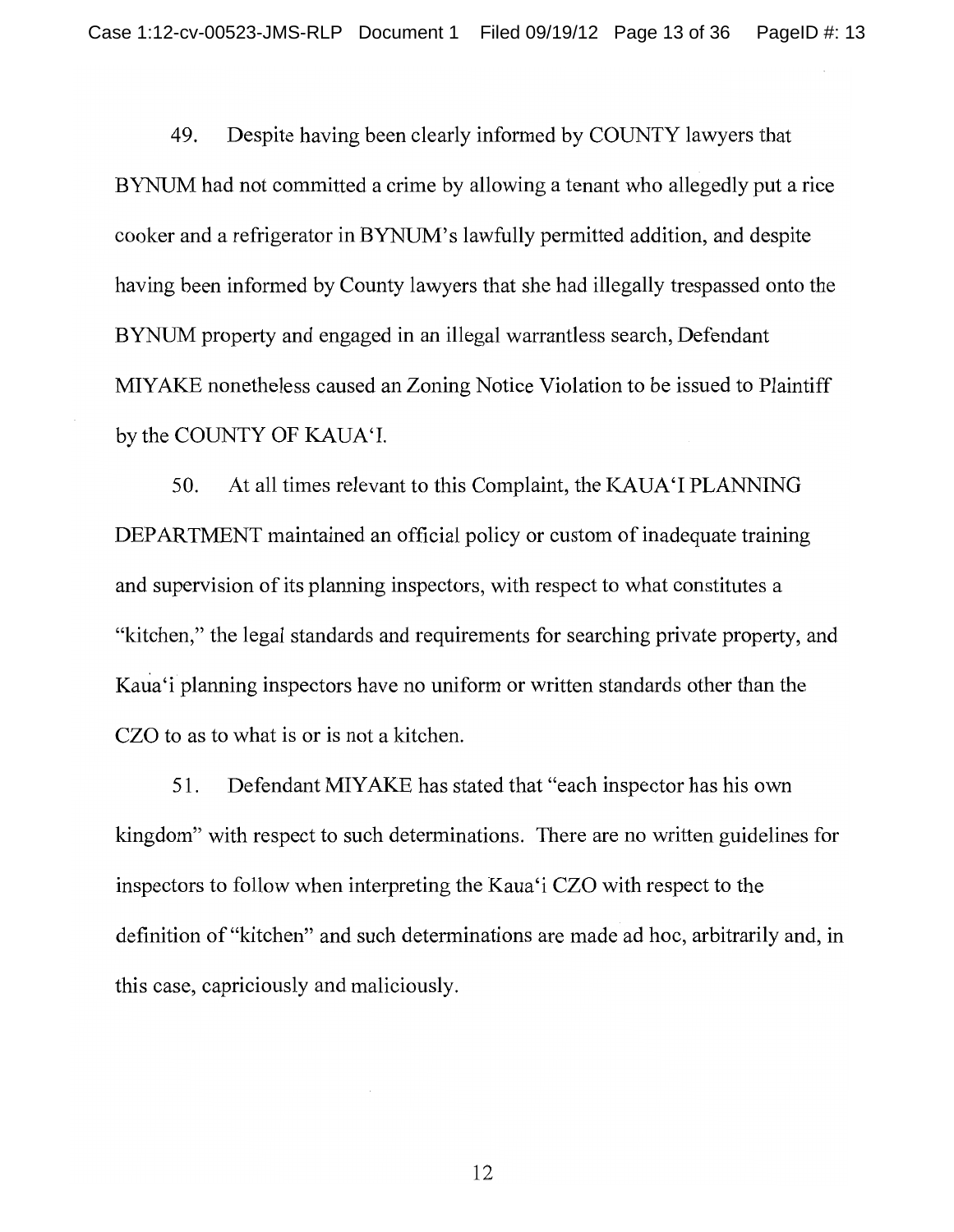49. Despite having been clearly informed by COUNTY lawyers that BYNUM had not committed a crime by allowing a tenant who allegedly put a rice cooker and a refrigerator in BYNUM's lawfully permitted addition, and despite having been informed by County lawyers that she had illegally trespassed onto the BYNUM property and engaged in an illegal warrantless search, Defendant MIYAKE nonetheless caused an Zoning Notice Violation to be issued to Plaintiff by the COUNTY OF KAUA'I.

50. At all times relevant to this Complaint, the KAUA'I PLANNING DEPARTMENT maintained an official policy or custom of inadequate training and supervision of its planning inspectors, with respect to what constitutes a "kitchen," the legal standards and requirements for searching private property, and Kaua'i planning inspectors have no uniform or written standards other than the CZO to as to what is or is not a kitchen.

51. Defendant MIYAKE has stated that "each inspector has his own kingdom" with respect to such determinations. There are no written guidelines for inspectors to follow when interpreting the Kaua'i CZO with respect to the definition of "kitchen" and such determinations are made ad hoc, arbitrarily and, in this case, capriciously and maliciously.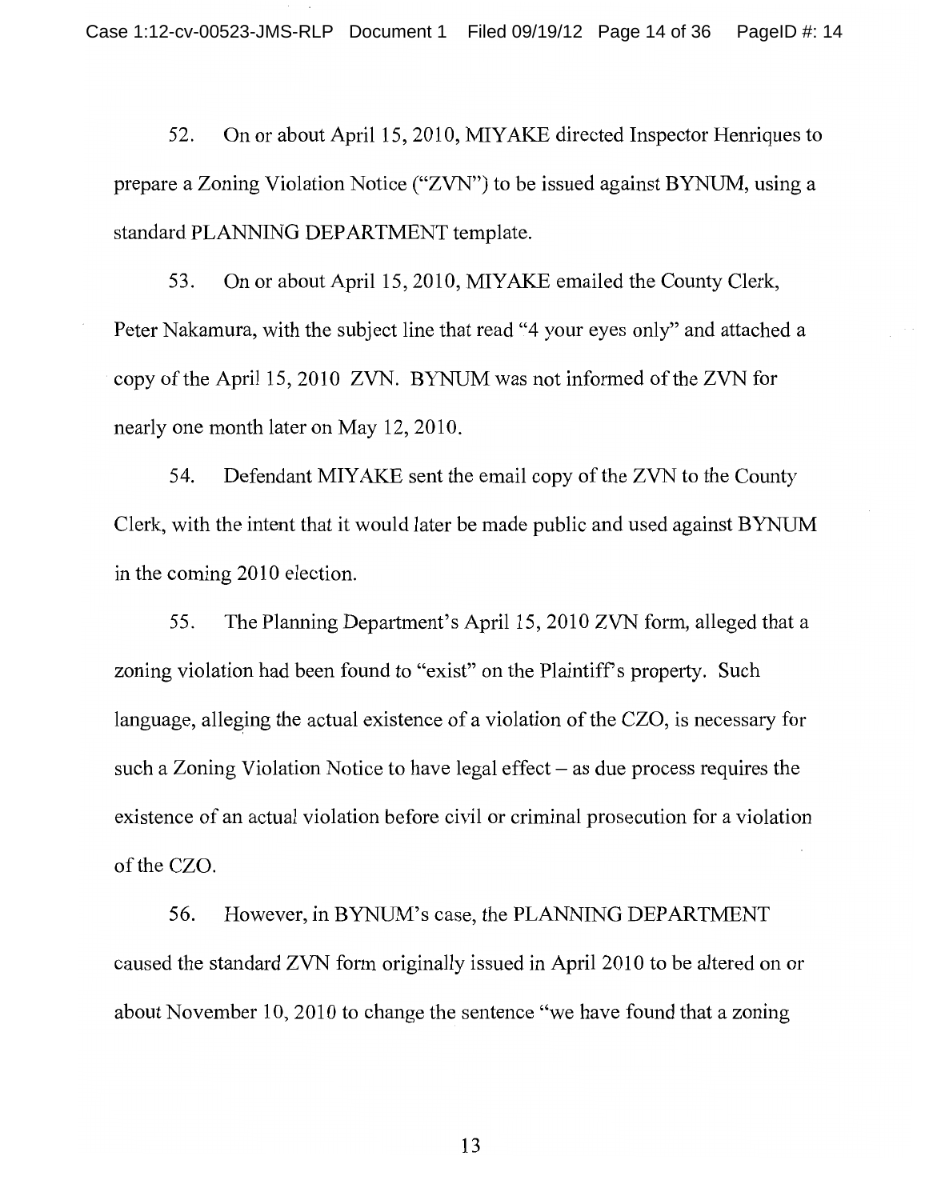52. On or about April 15, 2010, MIYAKE directed Inspector Henriques to prepare a Zoning Violation Notice ("ZVN") to be issued against BYNUM, using a standard PLANNING DEPARTMENT template.

53. On or about April 15, 2010, MIYAKE emailed the County Clerk, Peter Nakamura, with the subject line that read "4 your eyes only" and attached a copy of the April 15, 2010 ZVN. BYNUM was not informed of the ZVN for nearly one month later on May 12, 2010.

54. Defendant MIYAKE sent the email copy of the ZVN to the County Clerk, with the intent that it would later be made public and used against BYNUM in the coming 2010 election.

55. The Planning Department's April 15, 2010 ZVN form, alleged that a zoning violation had been found to "exist" on the Plaintiff's property. Such language, alleging the actual existence of a violation of the CZO, is necessary for such a Zoning Violation Notice to have legal effect – as due process requires the existence of an actual violation before civil or criminal prosecution for a violation of the CZO.

56. However, in BYNUM's case, the PLANNING DEPARTMENT caused the standard ZVN form originally issued in April 2010 to be altered on or about November 10, 2010 to change the sentence "we have found that a zoning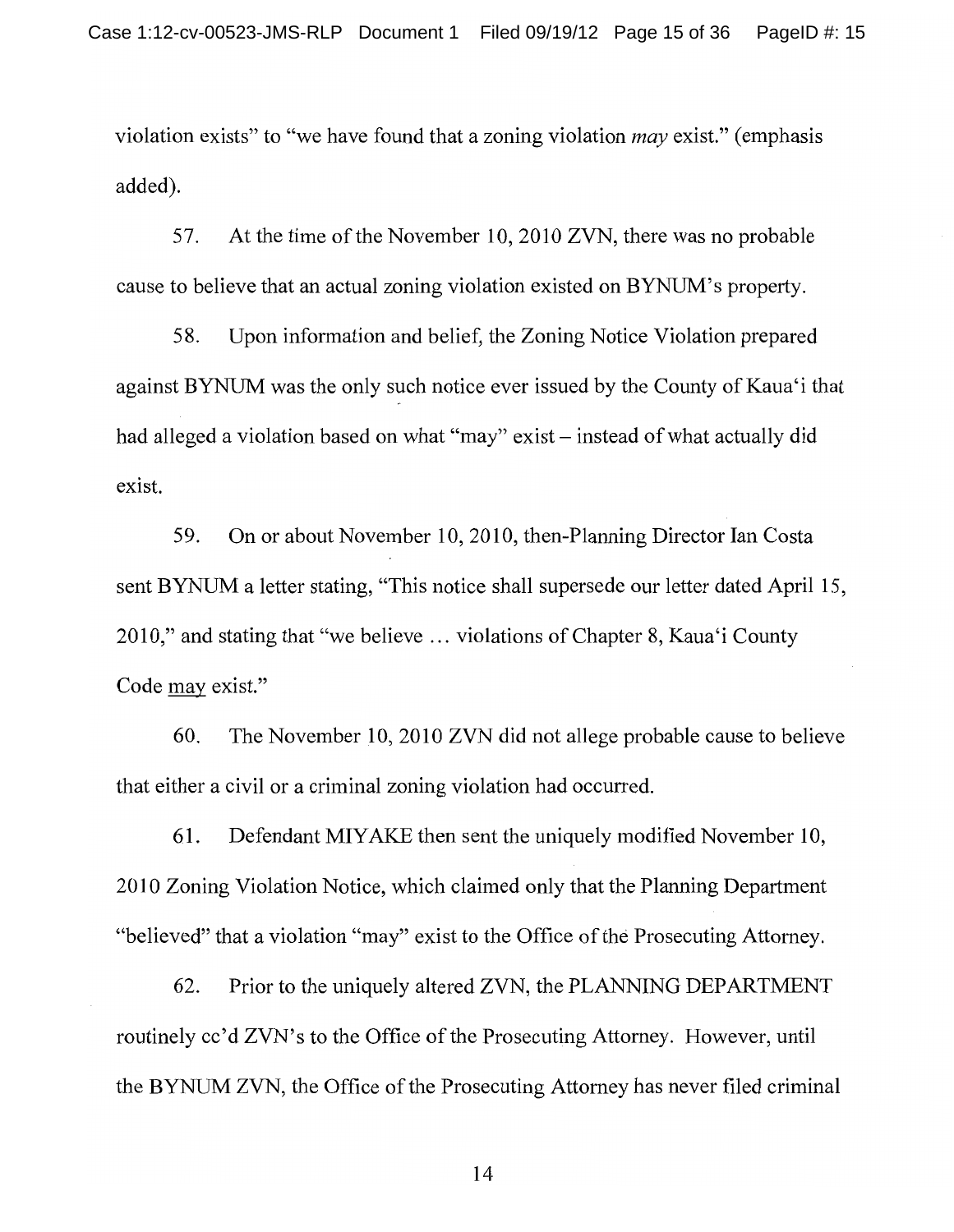violation exists" to "we have found that a zoning violation *may* exist." (emphasis added).

57. At the time of the November 10, 2010 ZVN, there was no probable cause to believe that an actual zoning violation existed on BYNUM's property.

58. Upon information and belief, the Zoning Notice Violation prepared against BYNUM was the only such notice ever issued by the County of Kaua'i that had alleged a violation based on what "may" exist – instead of what actually did exist.

59. On or about November 10, 2010, then-Planning Director Ian Costa sent BYNUM a letter stating, "This notice shall supersede our letter dated April 15, 2010," and stating that "we believe ... violations of Chapter 8, Kaua'i County Code may exist."

60. The November 10, 2010 ZVN did not allege probable cause to believe that either a civil or a criminal zoning violation had occurred.

61. Defendant MIYAKE then sent the uniquely modified November 10, 2010 Zoning Violation Notice, which claimed only that the Planning Department "believed" that a violation "may" exist to the Office of the Prosecuting Attorney.

62. Prior to the uniquely altered ZVN, the PLANNING DEPARTMENT routinely cc'd ZVN's to the Office of the Prosecuting Attorney. However, until the BYNUM ZVN, the Office of the Prosecuting Attorney has never filed criminal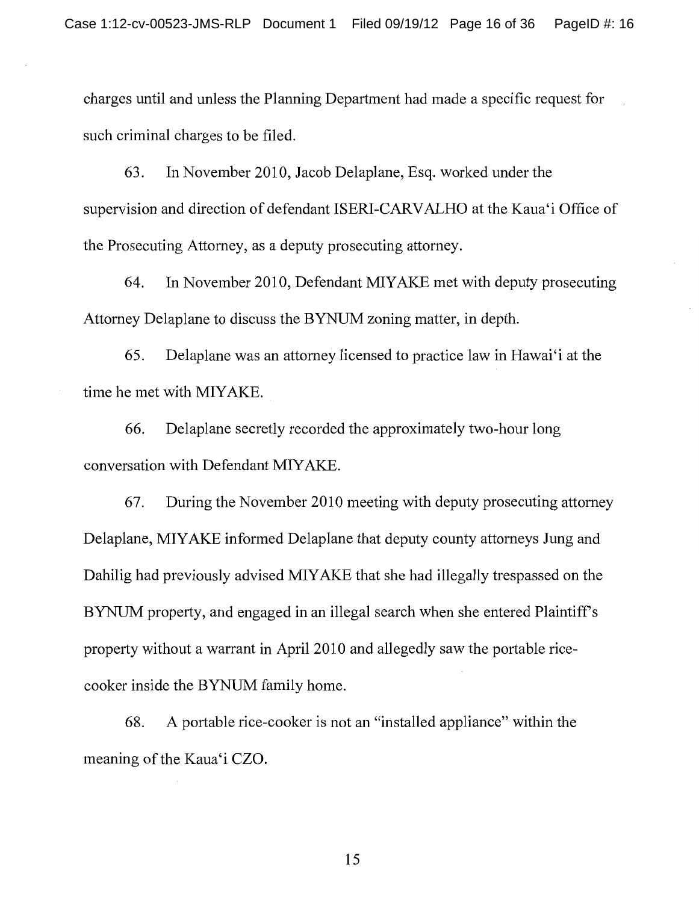charges until and unless the Planning Department had made a specific request for such criminal charges to be filed.

63. In November 2010, Jacob Delaplane, Esq. worked under the supervision and direction of defendant ISERI-CARVALHO at the Kaua'i Office of the Prosecuting Attorney, as a deputy prosecuting attorney.

64. In November 2010, Defendant MIYAKE met with deputy prosecuting Attorney Delaplane to discuss the BYNUM zoning matter, in depth.

65. Delaplane was an attorney licensed to practice law in Hawai'i at the time he met with MIYAKE.

66. Delaplane secretly recorded the approximately two-hour long conversation with Defendant MIYAKE.

67. During the November 2010 meeting with deputy prosecuting attorney Delaplane, MIYAKE informed Delaplane that deputy county attorneys Jung and Dahilig had previously advised MIYAKE that she had illegally trespassed on the BYNUM property, and engaged in an illegal search when she entered Plaintiff's property without a warrant in April 2010 and allegedly saw the portable rice-cooker inside the BYNUM family home.

68. A portable rice-cooker is not an "installed appliance" within the meaning of the Kaua'i CZO.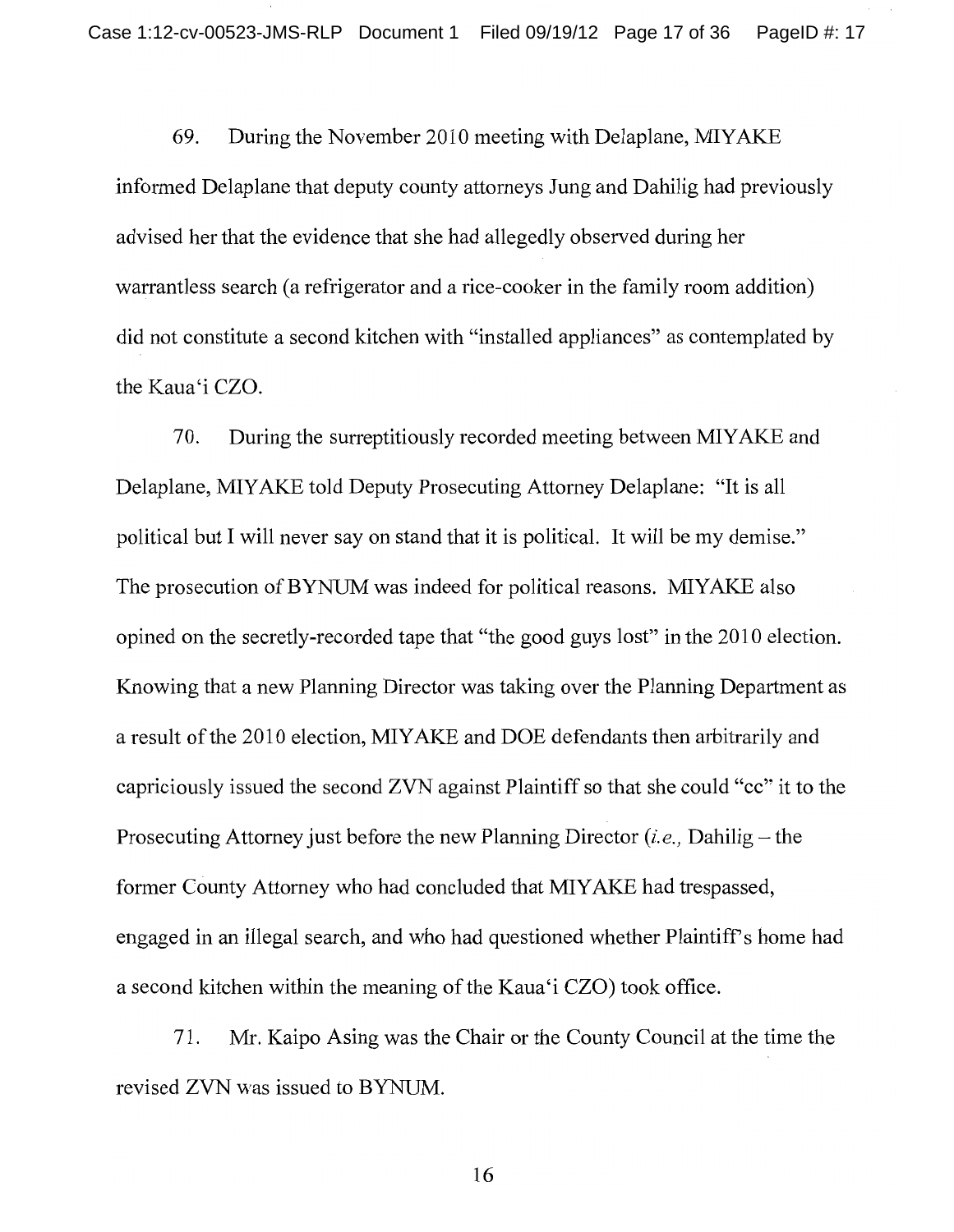69. During the November 2010 meeting with Delaplane, MIYAKE informed Delaplane that deputy county attorneys Jung and Dahilig had previously advised her that the evidence that she had allegedly observed during her warrantless search (a refrigerator and a rice-cooker in the family room addition) did not constitute a second kitchen with "installed appliances" as contemplated by the Kaua'i CZO.

70. During the surreptitiously recorded meeting between MIYAKE and Delaplane, MIYAKE told Deputy Prosecuting Attorney Delaplane: "It is all political but I will never say on stand that it is political. It will be my demise." The prosecution of BYNUM was indeed for political reasons. MIYAKE also opined on the secretly-recorded tape that "the good guys lost" in the 2010 election. Knowing that a new Planning Director was taking over the Planning Department as a result of the 2010 election, MIYAKE and DOE defendants then arbitrarily and capriciously issued the second ZVN against Plaintiff so that she could "cc" it to the Prosecuting Attorney just before the new Planning Director (*i.e.,* Dahilig – the former County Attorney who had concluded that MIYAKE had trespassed, engaged in an illegal search, and who had questioned whether Plaintiff's home had a second kitchen within the meaning of the Kaua'i CZO) took office.

71. Mr. Kaipo Asing was the Chair or the County Council at the time the revised ZVN was issued to BYNUM.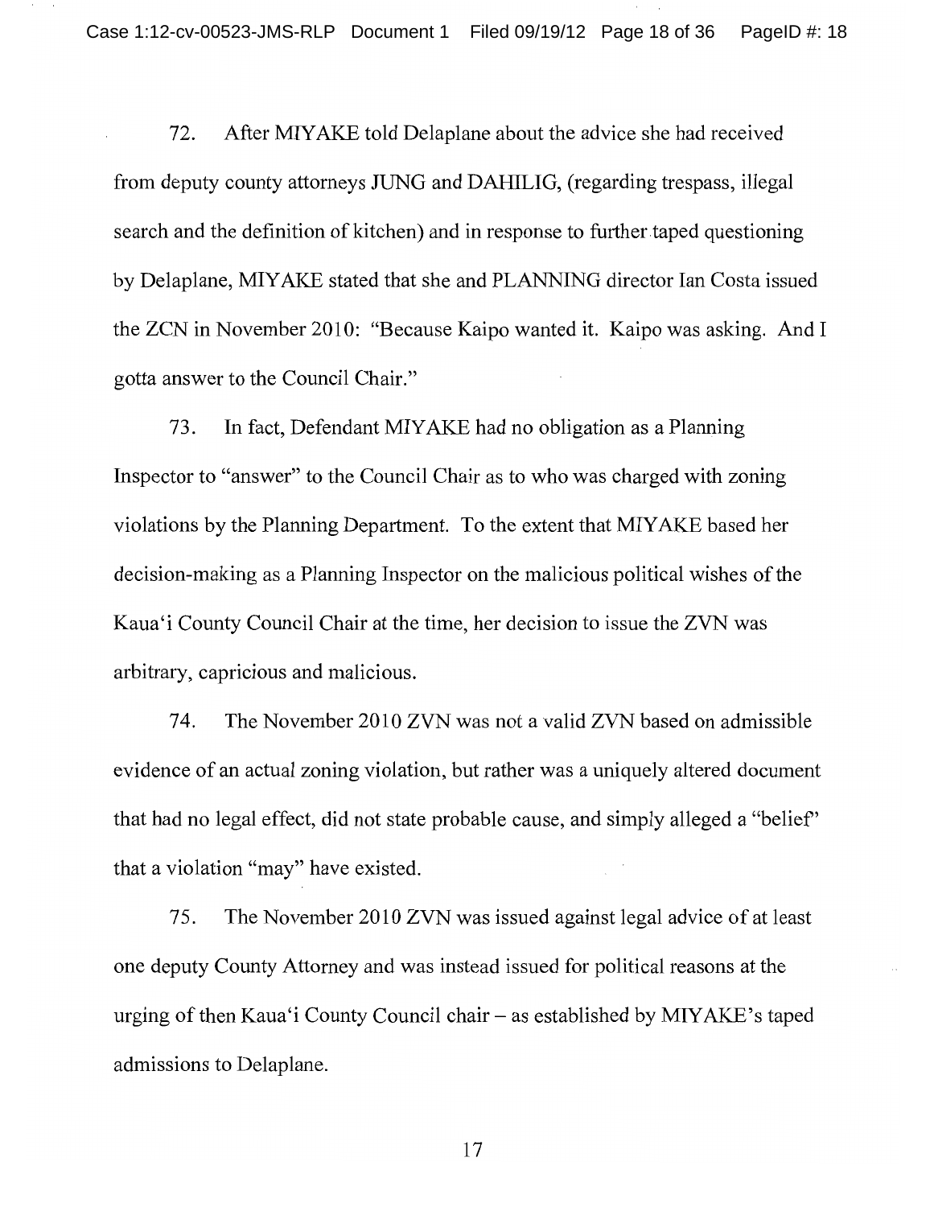72. After MIYAKE told Delaplane about the advice she had received from deputy county attorneys JUNG and DAHILIG, (regarding trespass, illegal search and the definition of kitchen) and in response to further taped questioning by Delaplane, MIYAKE stated that she and PLANNING director Ian Costa issued the ZCN in November 2010: "Because Kaipo wanted it. Kaipo was asking. And I gotta answer to the Council Chair."

73. In fact, Defendant MIYAKE had no obligation as a Planning Inspector to "answer" to the Council Chair as to who was charged with zoning violations by the Planning Department. To the extent that MIYAKE based her decision-making as a Planning Inspector on the malicious political wishes of the Kaua'i County Council Chair at the time, her decision to issue the ZVN was arbitrary, capricious and malicious.

74. The November 2010 ZVN was not a valid ZVN based on admissible evidence of an actual zoning violation, but rather was a uniquely altered document that had no legal effect, did not state probable cause, and simply alleged a "belief" that a violation "may" have existed.

75. The November 2010 ZVN was issued against legal advice of at least one deputy County Attorney and was instead issued for political reasons at the urging of then Kaua'i County Council chair – as established by MIYAKE's taped admissions to Delaplane.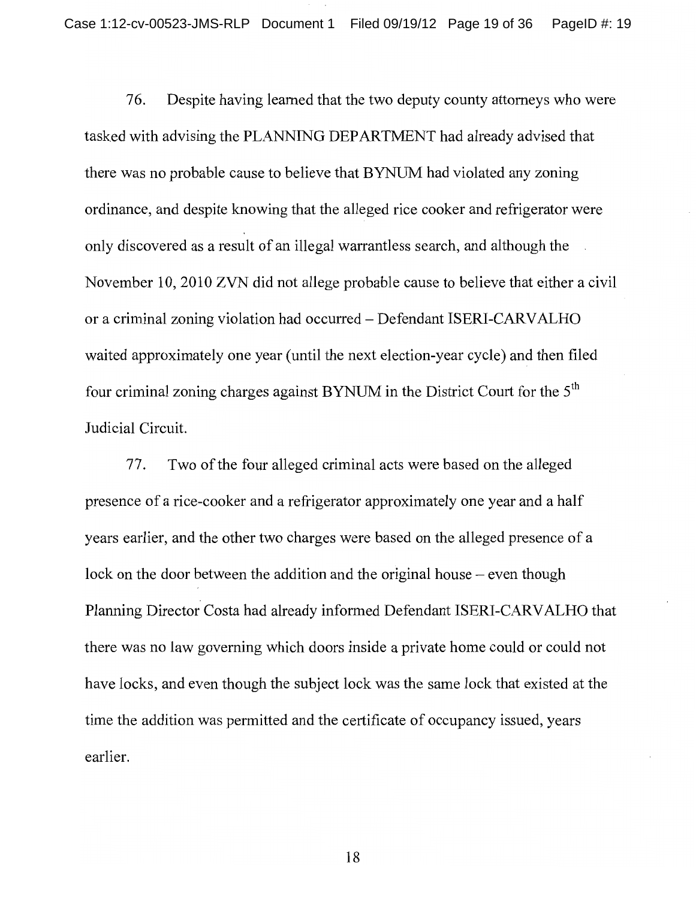76. Despite having learned that the two deputy county attorneys who were tasked with advising the PLANNING DEPARTMENT had already advised that there was no probable cause to believe that BYNUM had violated any zoning ordinance, and despite knowing that the alleged rice cooker and refrigerator were only discovered as a result of an illegal warrantless search, and although the November 10, 2010 ZVN did not allege probable cause to believe that either a civil or a criminal zoning violation had occurred – Defendant ISERI-CARVALHO waited approximately one year (until the next election-year cycle) and then filed four criminal zoning charges against BYNUM in the District Court for the 5th Judicial Circuit.

77. Two of the four alleged criminal acts were based on the alleged presence of a rice-cooker and a refrigerator approximately one year and a half years earlier, and the other two charges were based on the alleged presence of a lock on the door between the addition and the original house – even though Planning Director Costa had already informed Defendant ISERI-CARVALHO that there was no law governing which doors inside a private home could or could not have locks, and even though the subject lock was the same lock that existed at the time the addition was permitted and the certificate of occupancy issued, years earlier.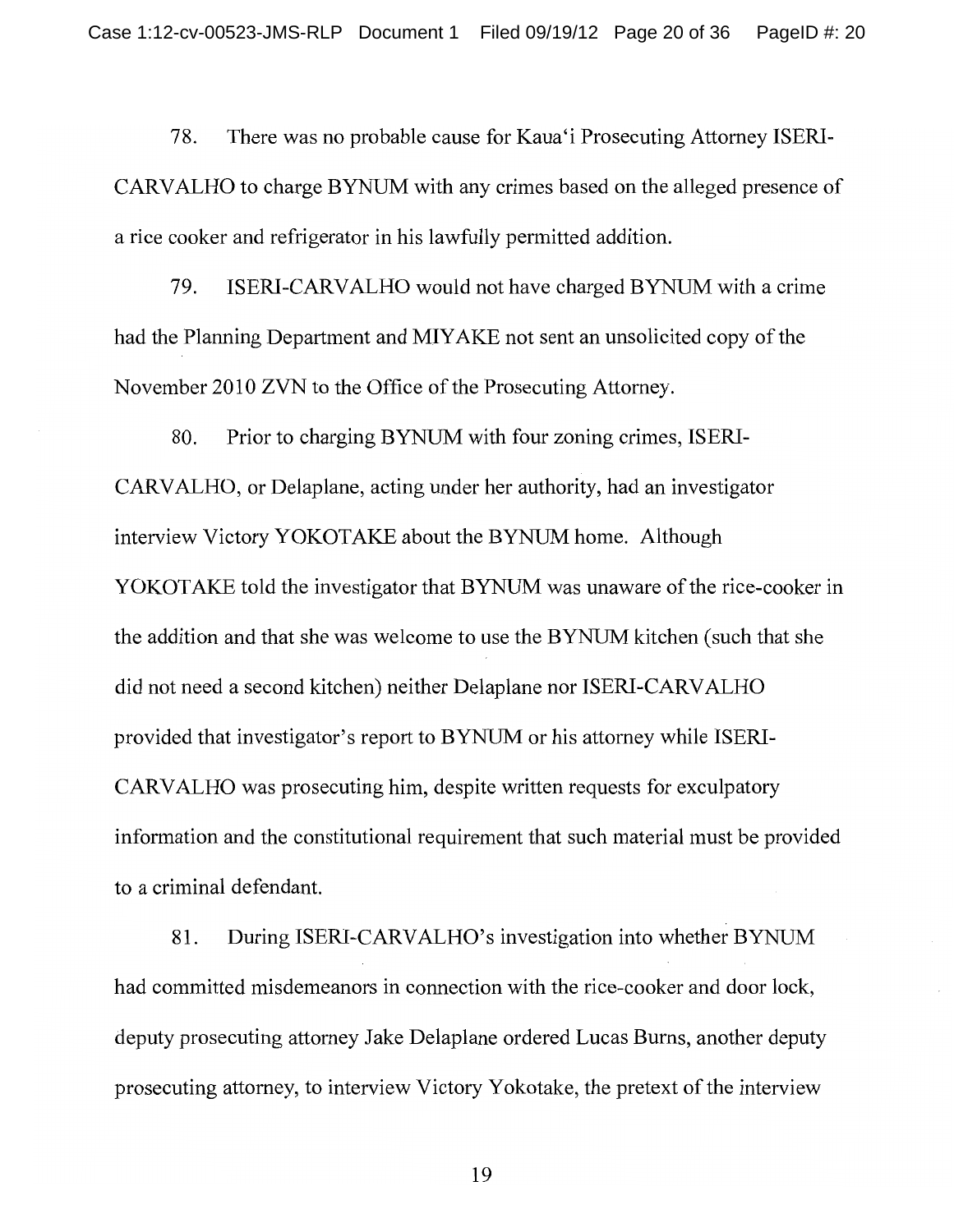78. There was no probable cause for Kaua'i Prosecuting Attorney ISERI-CARVALHO to charge BYNUM with any crimes based on the alleged presence of a rice cooker and refrigerator in his lawfully permitted addition.

79. ISERI-CARVALHO would not have charged BYNUM with a crime had the Planning Department and MIYAKE not sent an unsolicited copy of the November 2010 ZVN to the Office of the Prosecuting Attorney.

80. Prior to charging BYNUM with four zoning crimes, ISERI-CARVALHO, or Delaplane, acting under her authority, had an investigator interview Victory YOKOTAKE about the BYNUM home. Although YOKOTAKE told the investigator that BYNUM was unaware of the rice-cooker in the addition and that she was welcome to use the BYNUM kitchen (such that she did not need a second kitchen) neither Delaplane nor ISERI-CARVALHO provided that investigator's report to BYNUM or his attorney while ISERI-CARVALHO was prosecuting him, despite written requests for exculpatory information and the constitutional requirement that such material must be provided to a criminal defendant.

81. During ISERI-CARVALHO's investigation into whether BYNUM had committed misdemeanors in connection with the rice-cooker and door lock, deputy prosecuting attorney Jake Delaplane ordered Lucas Burns, another deputy prosecuting attorney, to interview Victory Yokotake, the pretext of the interview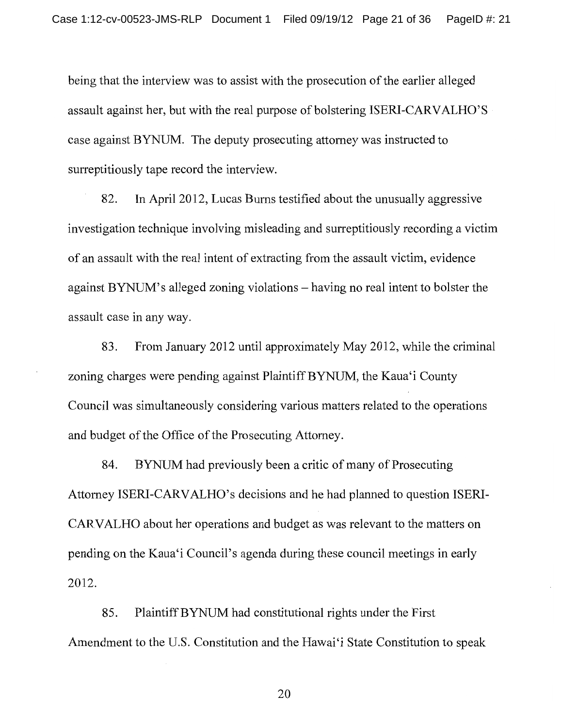being that the interview was to assist with the prosecution of the earlier alleged assault against her, but with the real purpose of bolstering ISERI-CARVALHO'S case against BYNUM. The deputy prosecuting attorney was instructed to surreptitiously tape record the interview.

82. In April 2012, Lucas Burns testified about the unusually aggressive investigation technique involving misleading and surreptitiously recording a victim of an assault with the real intent of extracting from the assault victim, evidence against BYNUM's alleged zoning violations – having no real intent to bolster the assault case in any way.

83. From January 2012 until approximately May 2012, while the criminal zoning charges were pending against Plaintiff BYNUM, the Kaua'i County Council was simultaneously considering various matters related to the operations and budget of the Office of the Prosecuting Attorney.

84. BYNUM had previously been a critic of many of Prosecuting Attorney ISERI-CARVALHO's decisions and he had planned to question ISERI-CARVALHO about her operations and budget as was relevant to the matters on pending on the Kaua'i Council's agenda during these council meetings in early 2012.

85. Plaintiff BYNUM had constitutional rights under the First Amendment to the U.S. Constitution and the Hawai'i State Constitution to speak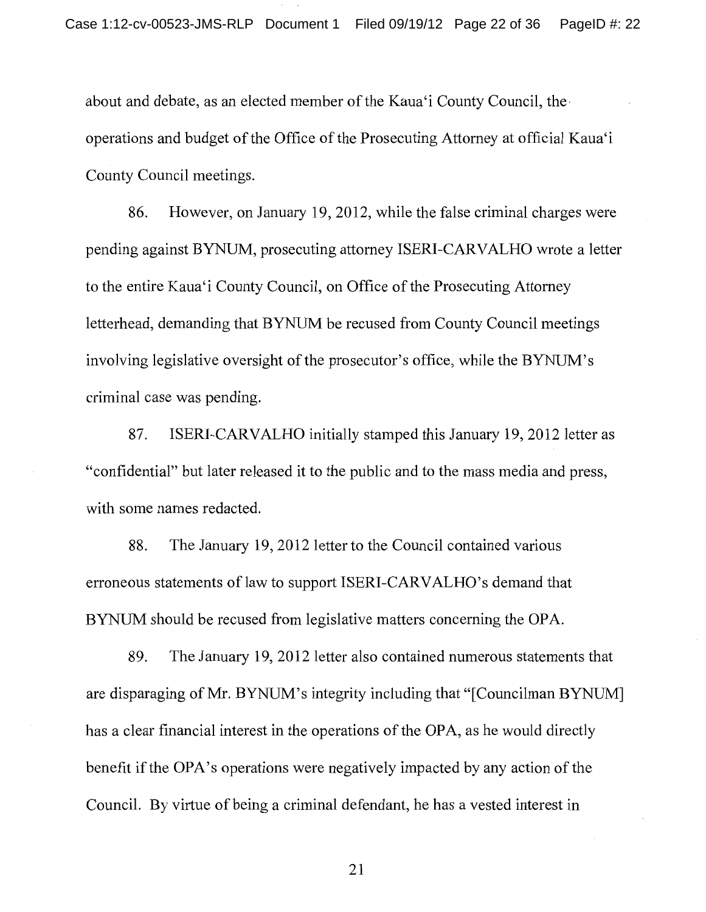about and debate, as an elected member of the Kaua'i County Council, the operations and budget of the Office of the Prosecuting Attorney at official Kaua'i County Council meetings.

86. However, on January 19, 2012, while the false criminal charges were pending against BYNUM, prosecuting attorney ISERI-CARVALHO wrote a letter to the entire Kaua'i County Council, on Office of the Prosecuting Attorney letterhead, demanding that BYNUM be recused from County Council meetings involving legislative oversight of the prosecutor's office, while the BYNUM's criminal case was pending.

87. ISERI-CARVALHO initially stamped this January 19, 2012 letter as "confidential" but later released it to the public and to the mass media and press, with some names redacted.

88. The January 19, 2012 letter to the Council contained various erroneous statements of law to support ISERI-CARVALHO's demand that BYNUM should be recused from legislative matters concerning the OPA.

89. The January 19, 2012 letter also contained numerous statements that are disparaging of Mr. BYNUM's integrity including that "[Councilman BYNUM] has a clear financial interest in the operations of the OPA, as he would directly benefit if the OPA's operations were negatively impacted by any action of the Council. By virtue of being a criminal defendant, he has a vested interest in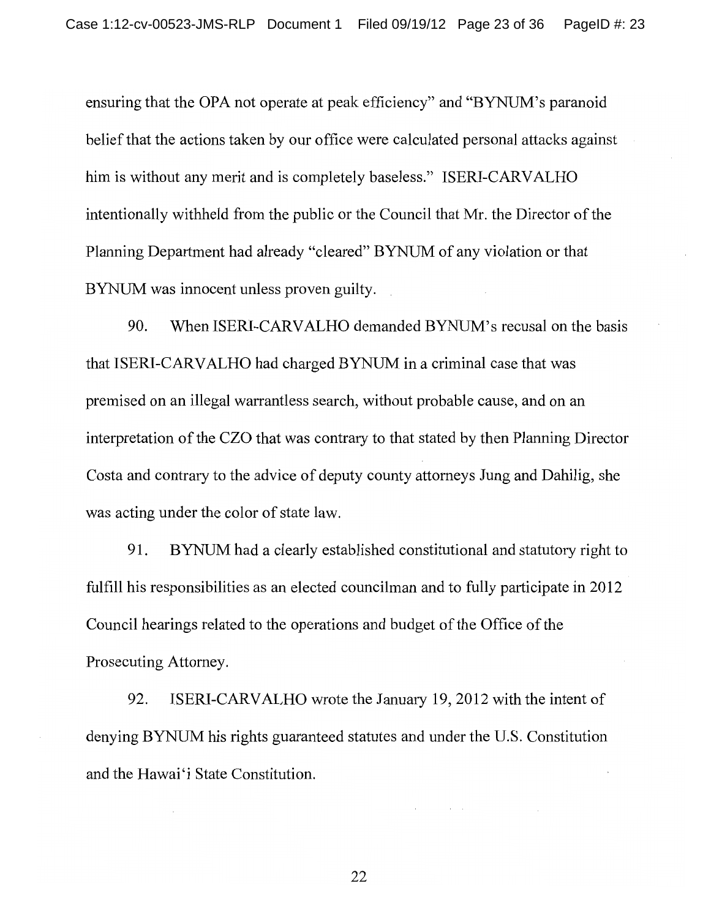ensuring that the OPA not operate at peak efficiency" and "BYNUM's paranoid belief that the actions taken by our office were calculated personal attacks against him is without any merit and is completely baseless." ISERI-CARVALHO intentionally withheld from the public or the Council that Mr. the Director of the Planning Department had already "cleared" BYNUM of any violation or that BYNUM was innocent unless proven guilty.

90. When ISERI-CARVALHO demanded BYNUM's recusal on the basis that ISERI-CARVALHO had charged BYNUM in a criminal case that was premised on an illegal warrantless search, without probable cause, and on an interpretation of the CZO that was contrary to that stated by then Planning Director Costa and contrary to the advice of deputy county attorneys Jung and Dahilig, she was acting under the color of state law.

91. BYNUM had a clearly established constitutional and statutory right to fulfill his responsibilities as an elected councilman and to fully participate in 2012 Council hearings related to the operations and budget of the Office of the Prosecuting Attorney.

92. ISERI-CARVALHO wrote the January 19, 2012 with the intent of denying BYNUM his rights guaranteed statutes and under the U.S. Constitution and the Hawai'i State Constitution.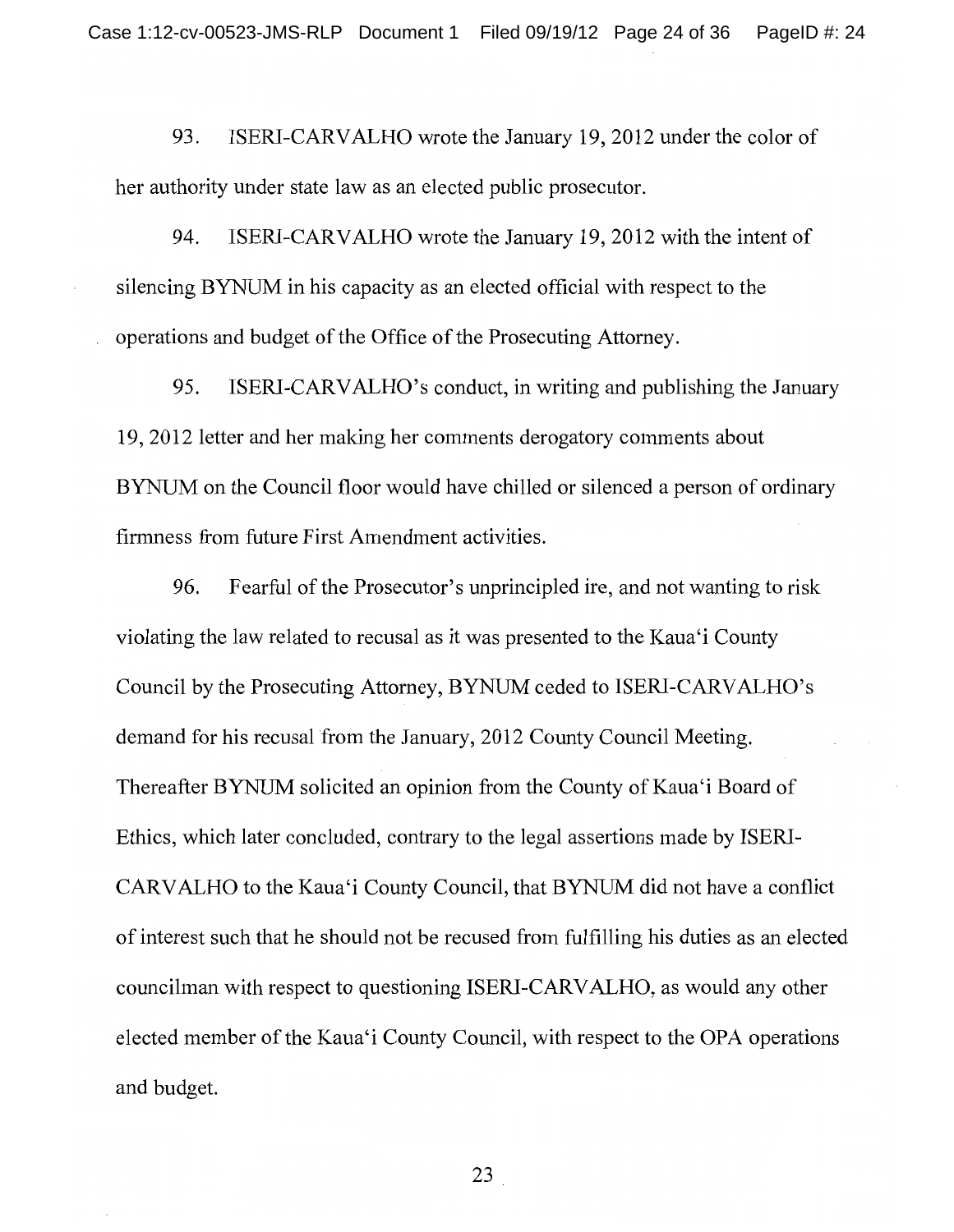93. ISERI-CARVALHO wrote the January 19, 2012 under the color of her authority under state law as an elected public prosecutor.

94. ISERI-CARVALHO wrote the January 19, 2012 with the intent of silencing BYNUM in his capacity as an elected official with respect to the operations and budget of the Office of the Prosecuting Attorney.

95. ISERI-CARVALHO's conduct, in writing and publishing the January 19, 2012 letter and her making her comments derogatory comments about BYNUM on the Council floor would have chilled or silenced a person of ordinary firmness from future First Amendment activities.

96. Fearful of the Prosecutor's unprincipled ire, and not wanting to risk violating the law related to recusal as it was presented to the Kaua'i County Council by the Prosecuting Attorney, BYNUM ceded to ISERI-CARVALHO's demand for his recusal from the January, 2012 County Council Meeting. Thereafter BYNUM solicited an opinion from the County of Kaua'i Board of Ethics, which later concluded, contrary to the legal assertions made by ISERI-CARVALHO to the Kaua'i County Council, that BYNUM did not have a conflict of interest such that he should not be recused from fulfilling his duties as an elected councilman with respect to questioning ISERI-CARVALHO, as would any other elected member of the Kaua'i County Council, with respect to the OPA operations and budget.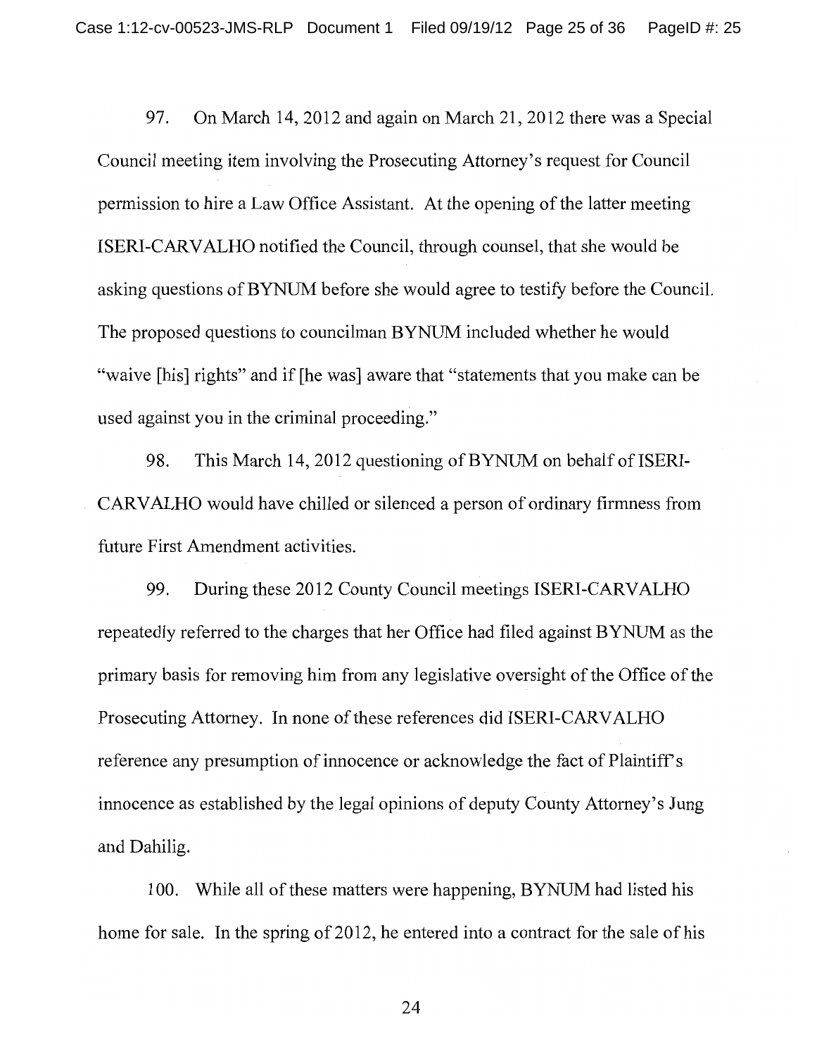97. On March 14, 2012 and again on March 21, 2012 there was a Special Council meeting item involving the Prosecuting Attorney's request for Council permission to hire a Law Office Assistant. At the opening of the latter meeting ISERI-CARVALHO notified the Council, through counsel, that she would be asking questions of BYNUM before she would agree to testify before the Council. The proposed questions to councilman BYNUM included whether he would "waive [his] rights" and if [he was] aware that "statements that you make can be used against you in the criminal proceeding."

98. This March 14, 2012 questioning of BYNUM on behalf of ISERI-CARVALHO would have chilled or silenced a person of ordinary firmness from future First Amendment activities.

99. During these 2012 County Council meetings ISERI-CARVALHO repeatedly referred to the charges that her Office had filed against BYNUM as the primary basis for removing him from any legislative oversight of the Office of the Prosecuting Attorney. In none of these references did ISERI-CARVALHO reference any presumption of innocence or acknowledge the fact of Plaintiff's innocence as established by the legal opinions of deputy County Attorney's Jung and Dahilig.

100. While all of these matters were happening, BYNUM had listed his home for sale. In the spring of 2012, he entered into a contract for the sale of his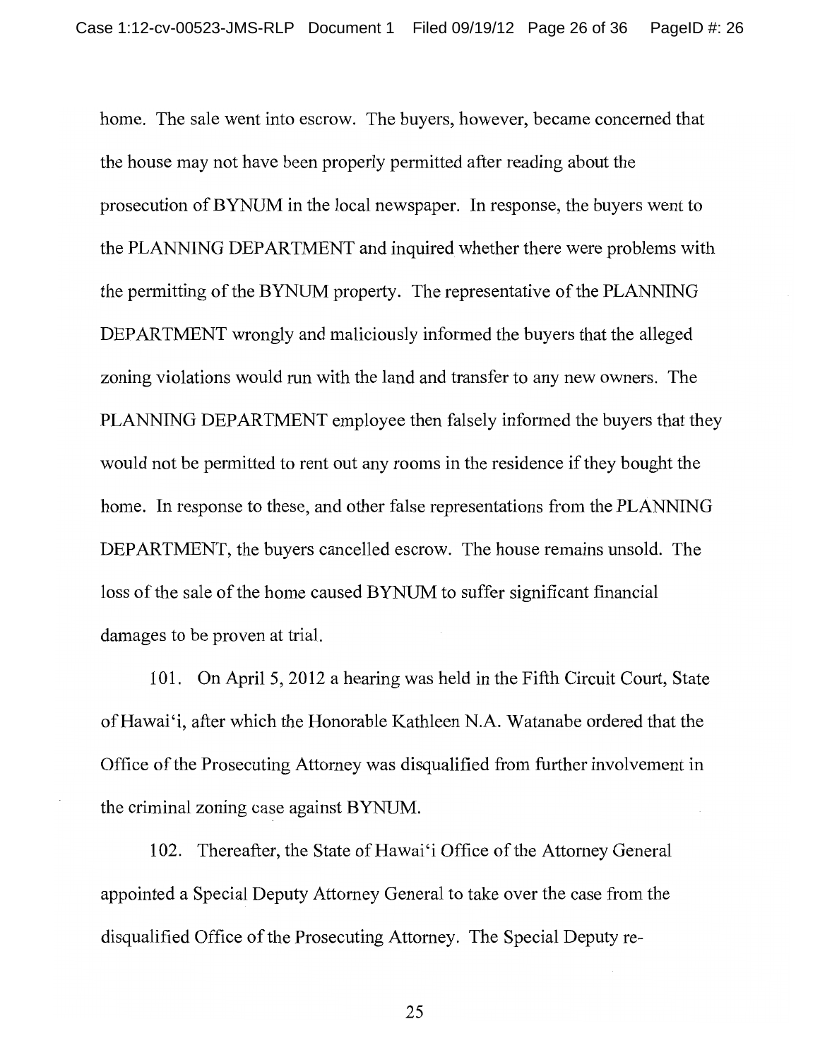home. The sale went into escrow. The buyers, however, became concerned that the house may not have been properly permitted after reading about the prosecution of BYNUM in the local newspaper. In response, the buyers went to the PLANNING DEPARTMENT and inquired whether there were problems with the permitting of the BYNUM property. The representative of the PLANNING DEPARTMENT wrongly and maliciously informed the buyers that the alleged zoning violations would run with the land and transfer to any new owners. The PLANNING DEPARTMENT employee then falsely informed the buyers that they would not be permitted to rent out any rooms in the residence if they bought the home. In response to these, and other false representations from the PLANNING DEPARTMENT, the buyers cancelled escrow. The house remains unsold. The loss of the sale of the home caused BYNUM to suffer significant financial damages to be proven at trial.

101. On April 5, 2012 a hearing was held in the Fifth Circuit Court, State of Hawai'i, after which the Honorable Kathleen N.A. Watanabe ordered that the Office of the Prosecuting Attorney was disqualified from further involvement in the criminal zoning case against BYNUM.

102. Thereafter, the State of Hawai'i Office of the Attorney General appointed a Special Deputy Attorney General to take over the case from the disqualified Office of the Prosecuting Attorney. The Special Deputy re-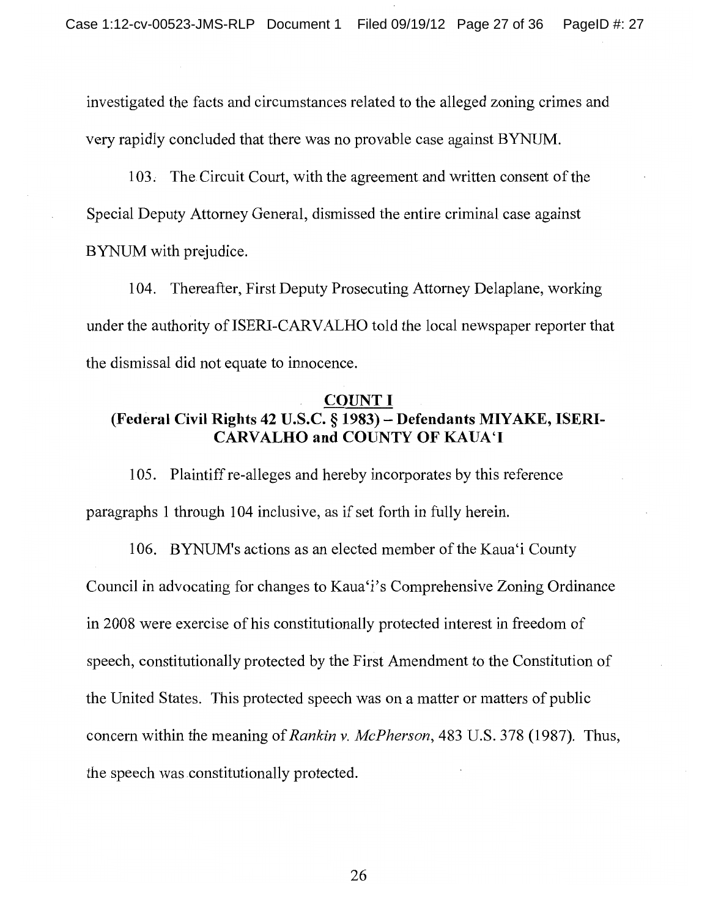investigated the facts and circumstances related to the alleged zoning crimes and very rapidly concluded that there was no provable case against BYNUM.

103. The Circuit Court, with the agreement and written consent of the Special Deputy Attorney General, dismissed the entire criminal case against BYNUM with prejudice.

104. Thereafter, First Deputy Prosecuting Attorney Delaplane, working under the authority of ISERI-CARVALHO told the local newspaper reporter that the dismissal did not equate to innocence.

## COUNT I

## (Federal Civil Rights 42 U.S.C. § 1983) – Defendants MIYAKE, ISERI-CARVALHO and COUNTY OF KAUA'I

105. Plaintiff re-alleges and hereby incorporates by this reference paragraphs 1 through 104 inclusive, as if set forth in fully herein.

106. BYNUM's actions as an elected member of the Kaua'i County Council in advocating for changes to Kaua'i's Comprehensive Zoning Ordinance in 2008 were exercise of his constitutionally protected interest in freedom of speech, constitutionally protected by the First Amendment to the Constitution of the United States. This protected speech was on a matter or matters of public concern within the meaning of *Rankin v. McPherson*, 483 U.S. 378 (1987). Thus, the speech was constitutionally protected.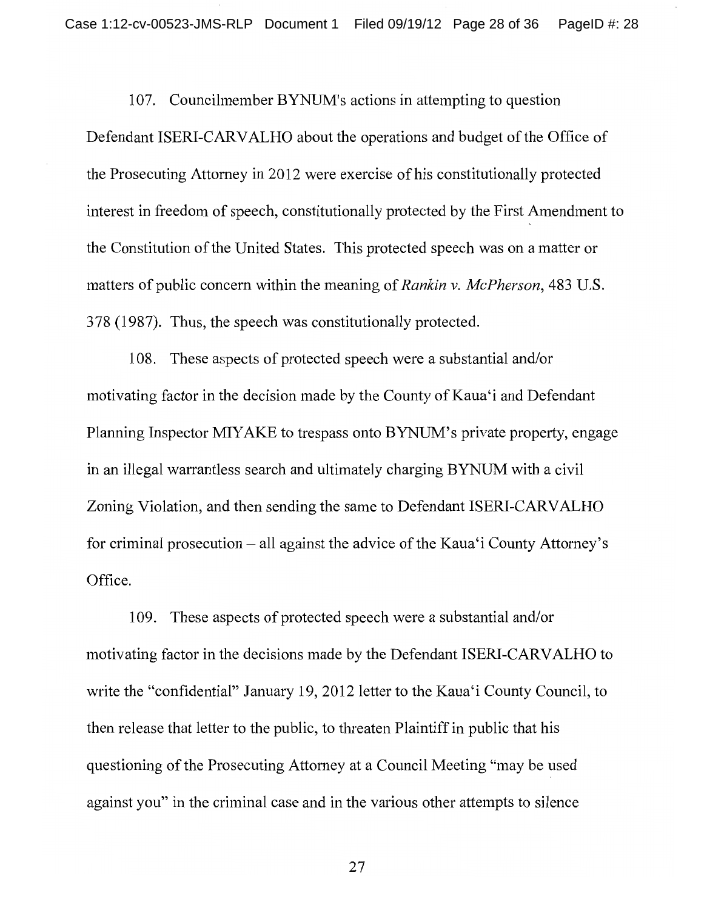107. Councilmember BYNUM's actions in attempting to question Defendant ISERI-CARVALHO about the operations and budget of the Office of the Prosecuting Attorney in 2012 were exercise of his constitutionally protected interest in freedom of speech, constitutionally protected by the First Amendment to the Constitution of the United States. This protected speech was on a matter or matters of public concern within the meaning of *Rankin v. McPherson*, 483 U.S. 378 (1987). Thus, the speech was constitutionally protected.

108. These aspects of protected speech were a substantial and/or motivating factor in the decision made by the County of Kaua'i and Defendant Planning Inspector MIYAKE to trespass onto BYNUM's private property, engage in an illegal warrantless search and ultimately charging BYNUM with a civil Zoning Violation, and then sending the same to Defendant ISERI-CARVALHO for criminal prosecution – all against the advice of the Kaua'i County Attorney's Office.

109. These aspects of protected speech were a substantial and/or motivating factor in the decisions made by the Defendant ISERI-CARVALHO to write the "confidential" January 19, 2012 letter to the Kaua'i County Council, to then release that letter to the public, to threaten Plaintiff in public that his questioning of the Prosecuting Attorney at a Council Meeting "may be used against you" in the criminal case and in the various other attempts to silence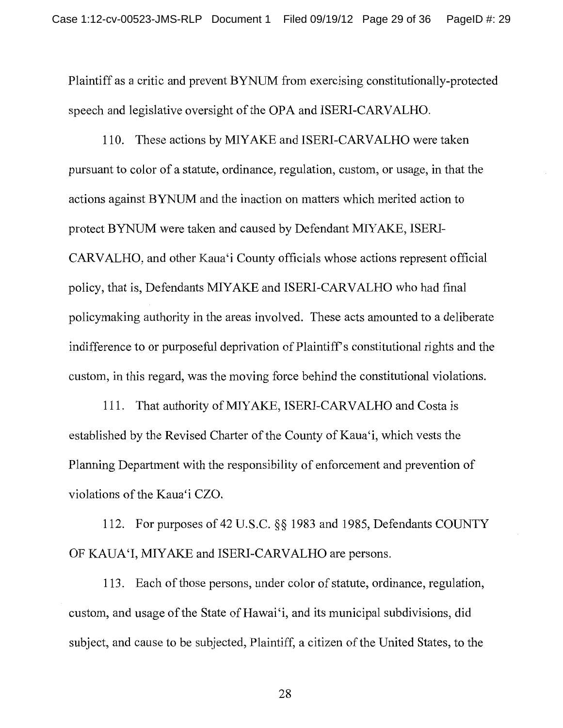Plaintiff as a critic and prevent BYNUM from exercising constitutionally-protected speech and legislative oversight of the OPA and ISERI-CARVALHO.

110. These actions by MIYAKE and ISERI-CARVALHO were taken pursuant to color of a statute, ordinance, regulation, custom, or usage, in that the actions against BYNUM and the inaction on matters which merited action to protect BYNUM were taken and caused by Defendant MIYAKE, ISERI-CARVALHO, and other Kaua'i County officials whose actions represent official policy, that is, Defendants MIYAKE and ISERI-CARVALHO who had final policymaking authority in the areas involved. These acts amounted to a deliberate indifference to or purposeful deprivation of Plaintiff's constitutional rights and the custom, in this regard, was the moving force behind the constitutional violations.

111. That authority of MIYAKE, ISERI-CARVALHO and Costa is established by the Revised Charter of the County of Kaua'i, which vests the Planning Department with the responsibility of enforcement and prevention of violations of the Kaua'i CZO.

112. For purposes of 42 U.S.C. §§ 1983 and 1985, Defendants COUNTY OF KAUA'I, MIYAKE and ISERI-CARVALHO are persons.

113. Each of those persons, under color of statute, ordinance, regulation, custom, and usage of the State of Hawai'i, and its municipal subdivisions, did subject, and cause to be subjected, Plaintiff, a citizen of the United States, to the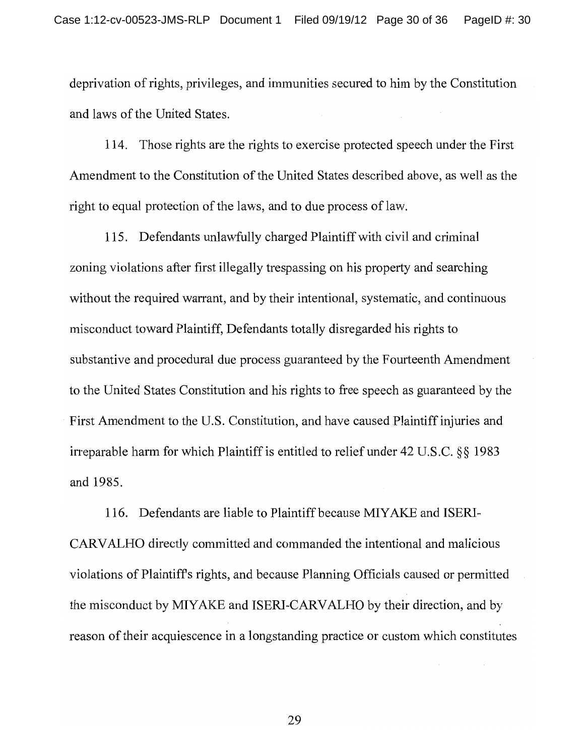deprivation of rights, privileges, and immunities secured to him by the Constitution and laws of the United States.

114. Those rights are the rights to exercise protected speech under the First Amendment to the Constitution of the United States described above, as well as the right to equal protection of the laws, and to due process of law.

115. Defendants unlawfully charged Plaintiff with civil and criminal zoning violations after first illegally trespassing on his property and searching without the required warrant, and by their intentional, systematic, and continuous misconduct toward Plaintiff, Defendants totally disregarded his rights to substantive and procedural due process guaranteed by the Fourteenth Amendment to the United States Constitution and his rights to free speech as guaranteed by the First Amendment to the U.S. Constitution, and have caused Plaintiff injuries and irreparable harm for which Plaintiff is entitled to relief under 42 U.S.C. §§ 1983 and 1985.

116. Defendants are liable to Plaintiff because MIYAKE and ISERI-CARVALHO directly committed and commanded the intentional and malicious violations of Plaintiff's rights, and because Planning Officials caused or permitted the misconduct by MIYAKE and ISERI-CARVALHO by their direction, and by reason of their acquiescence in a longstanding practice or custom which constitutes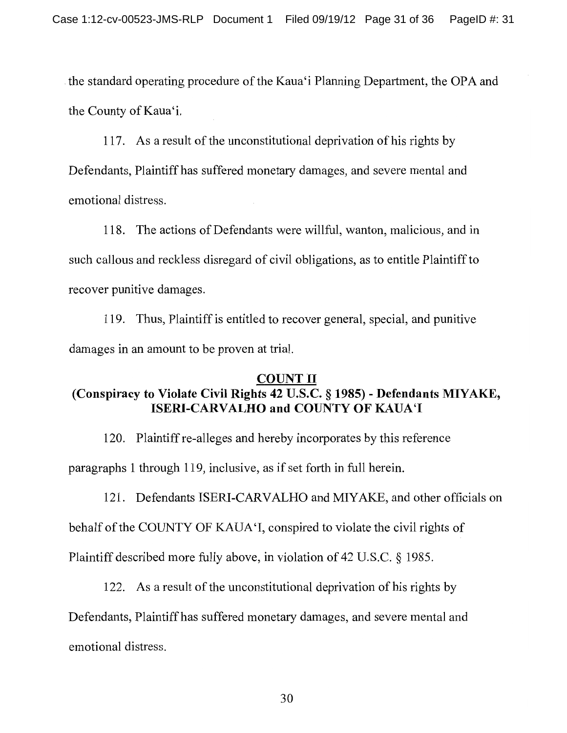the standard operating procedure of the Kaua'i Planning Department, the OPA and the County of Kaua'i.

117. As a result of the unconstitutional deprivation of his rights by Defendants, Plaintiff has suffered monetary damages, and severe mental and emotional distress.

118. The actions of Defendants were willful, wanton, malicious, and in such callous and reckless disregard of civil obligations, as to entitle Plaintiff to recover punitive damages.

119. Thus, Plaintiff is entitled to recover general, special, and punitive damages in an amount to be proven at trial.

**COUNT II**

**(Conspiracy to Violate Civil Rights 42 U.S.C. § 1985) - Defendants MIYAKE, ISERI-CARVALHO and COUNTY OF KAUA'I**

120. Plaintiff re-alleges and hereby incorporates by this reference paragraphs 1 through 119, inclusive, as if set forth in full herein.

121. Defendants ISERI-CARVALHO and MIYAKE, and other officials on behalf of the COUNTY OF KAUA'I, conspired to violate the civil rights of Plaintiff described more fully above, in violation of 42 U.S.C. § 1985.

122. As a result of the unconstitutional deprivation of his rights by Defendants, Plaintiff has suffered monetary damages, and severe mental and emotional distress.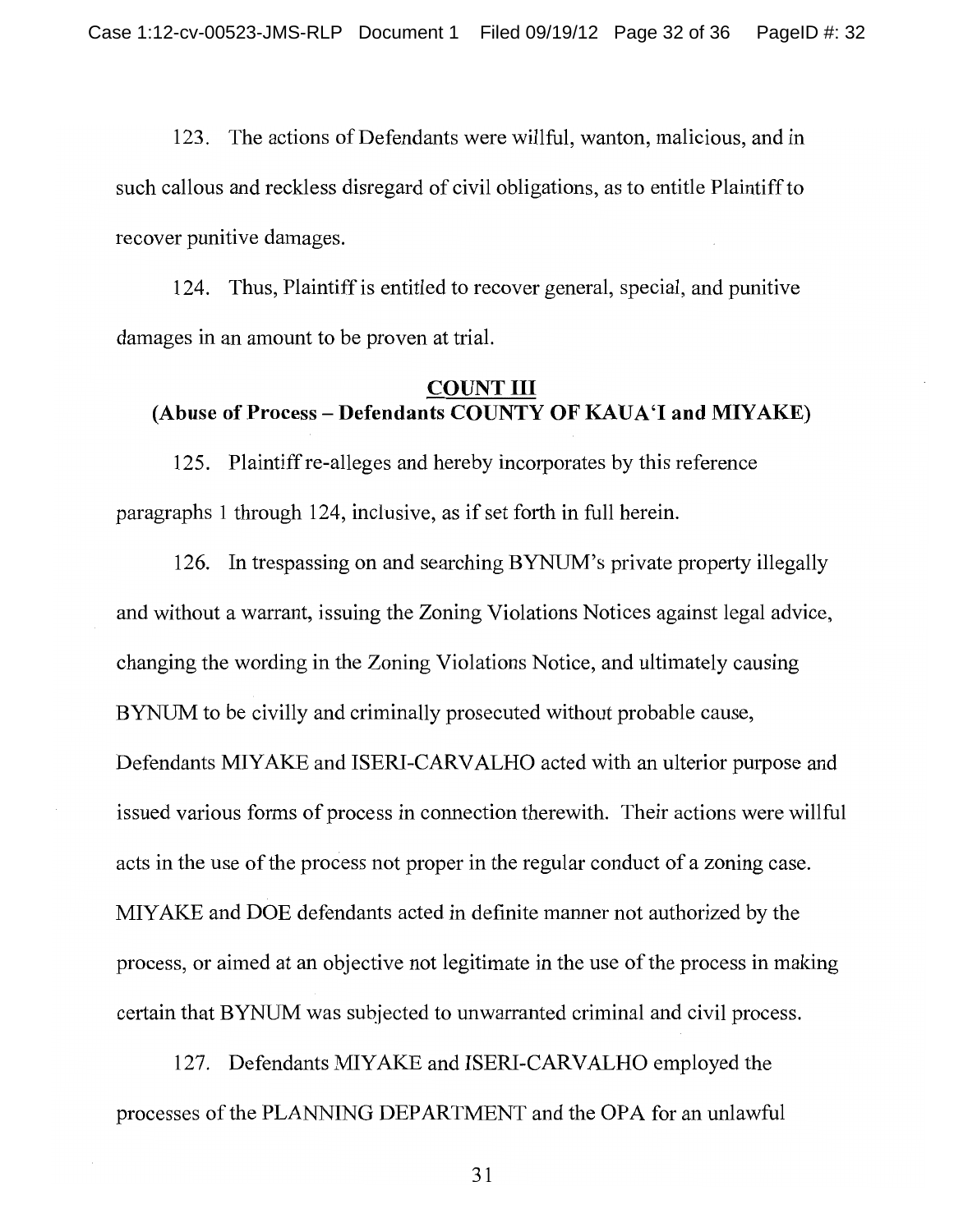123. The actions of Defendants were willful, wanton, malicious, and in such callous and reckless disregard of civil obligations, as to entitle Plaintiff to recover punitive damages.

124. Thus, Plaintiff is entitled to recover general, special, and punitive damages in an amount to be proven at trial.

**COUNT III**
**(Abuse of Process – Defendants COUNTY OF KAUA'I and MIYAKE)**

125. Plaintiff re-alleges and hereby incorporates by this reference paragraphs 1 through 124, inclusive, as if set forth in full herein.

126. In trespassing on and searching BYNUM's private property illegally and without a warrant, issuing the Zoning Violations Notices against legal advice, changing the wording in the Zoning Violations Notice, and ultimately causing BYNUM to be civilly and criminally prosecuted without probable cause, Defendants MIYAKE and ISERI-CARVALHO acted with an ulterior purpose and issued various forms of process in connection therewith. Their actions were willful acts in the use of the process not proper in the regular conduct of a zoning case. MIYAKE and DOE defendants acted in definite manner not authorized by the process, or aimed at an objective not legitimate in the use of the process in making certain that BYNUM was subjected to unwarranted criminal and civil process.

127. Defendants MIYAKE and ISERI-CARVALHO employed the processes of the PLANNING DEPARTMENT and the OPA for an unlawful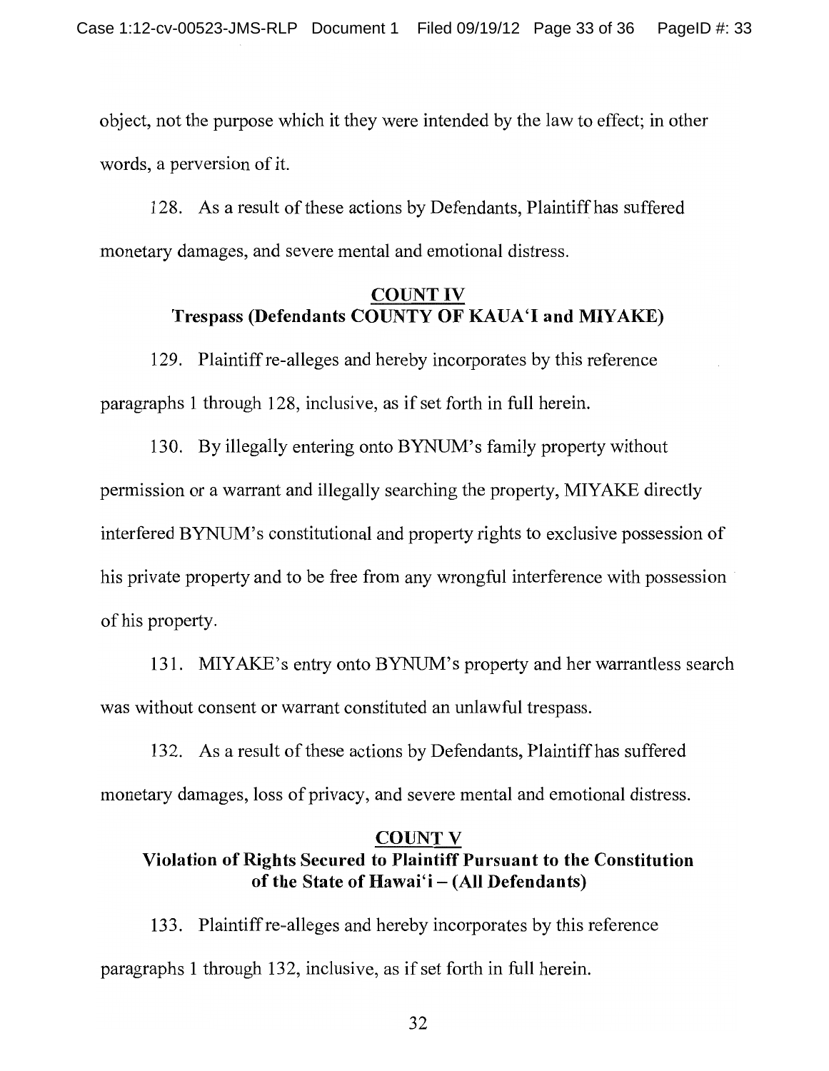object, not the purpose which it they were intended by the law to effect; in other words, a perversion of it.

128. As a result of these actions by Defendants, Plaintiff has suffered monetary damages, and severe mental and emotional distress.

## COUNT IV
## Trespass (Defendants COUNTY OF KAUA'I and MIYAKE)

129. Plaintiff re-alleges and hereby incorporates by this reference paragraphs 1 through 128, inclusive, as if set forth in full herein.

130. By illegally entering onto BYNUM's family property without permission or a warrant and illegally searching the property, MIYAKE directly interfered BYNUM's constitutional and property rights to exclusive possession of his private property and to be free from any wrongful interference with possession of his property.

131. MIYAKE's entry onto BYNUM's property and her warrantless search was without consent or warrant constituted an unlawful trespass.

132. As a result of these actions by Defendants, Plaintiff has suffered monetary damages, loss of privacy, and severe mental and emotional distress.

## COUNT V
## Violation of Rights Secured to Plaintiff Pursuant to the Constitution of the State of Hawai'i – (All Defendants)

133. Plaintiff re-alleges and hereby incorporates by this reference paragraphs 1 through 132, inclusive, as if set forth in full herein.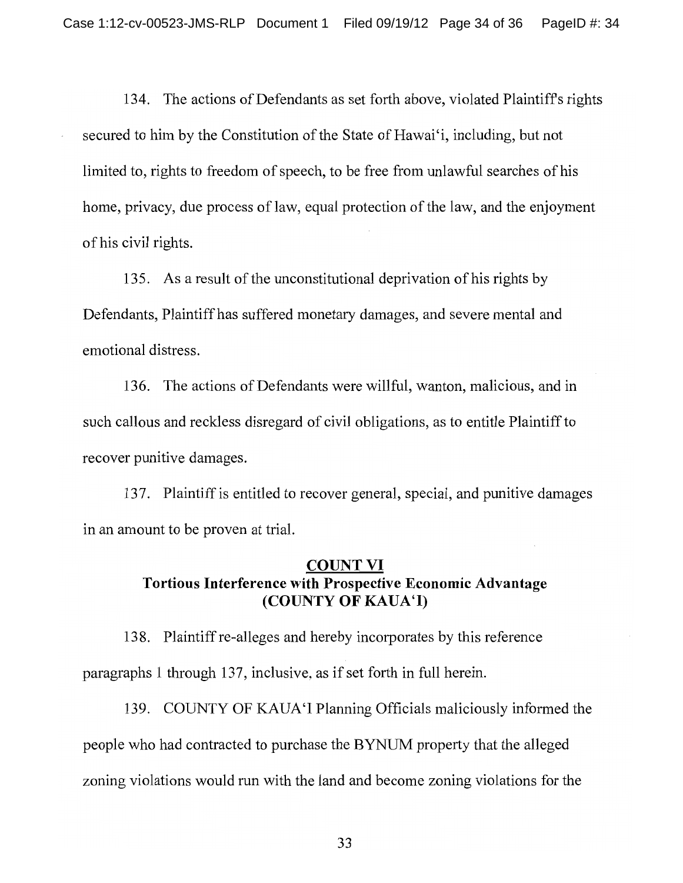134. The actions of Defendants as set forth above, violated Plaintiff's rights secured to him by the Constitution of the State of Hawai'i, including, but not limited to, rights to freedom of speech, to be free from unlawful searches of his home, privacy, due process of law, equal protection of the law, and the enjoyment of his civil rights.

135. As a result of the unconstitutional deprivation of his rights by Defendants, Plaintiff has suffered monetary damages, and severe mental and emotional distress.

136. The actions of Defendants were willful, wanton, malicious, and in such callous and reckless disregard of civil obligations, as to entitle Plaintiff to recover punitive damages.

137. Plaintiff is entitled to recover general, special, and punitive damages in an amount to be proven at trial.

## COUNT VI
## Tortious Interference with Prospective Economic Advantage
## (COUNTY OF KAUA'I)

138. Plaintiff re-alleges and hereby incorporates by this reference paragraphs 1 through 137, inclusive, as if set forth in full herein.

139. COUNTY OF KAUA'I Planning Officials maliciously informed the people who had contracted to purchase the BYNUM property that the alleged zoning violations would run with the land and become zoning violations for the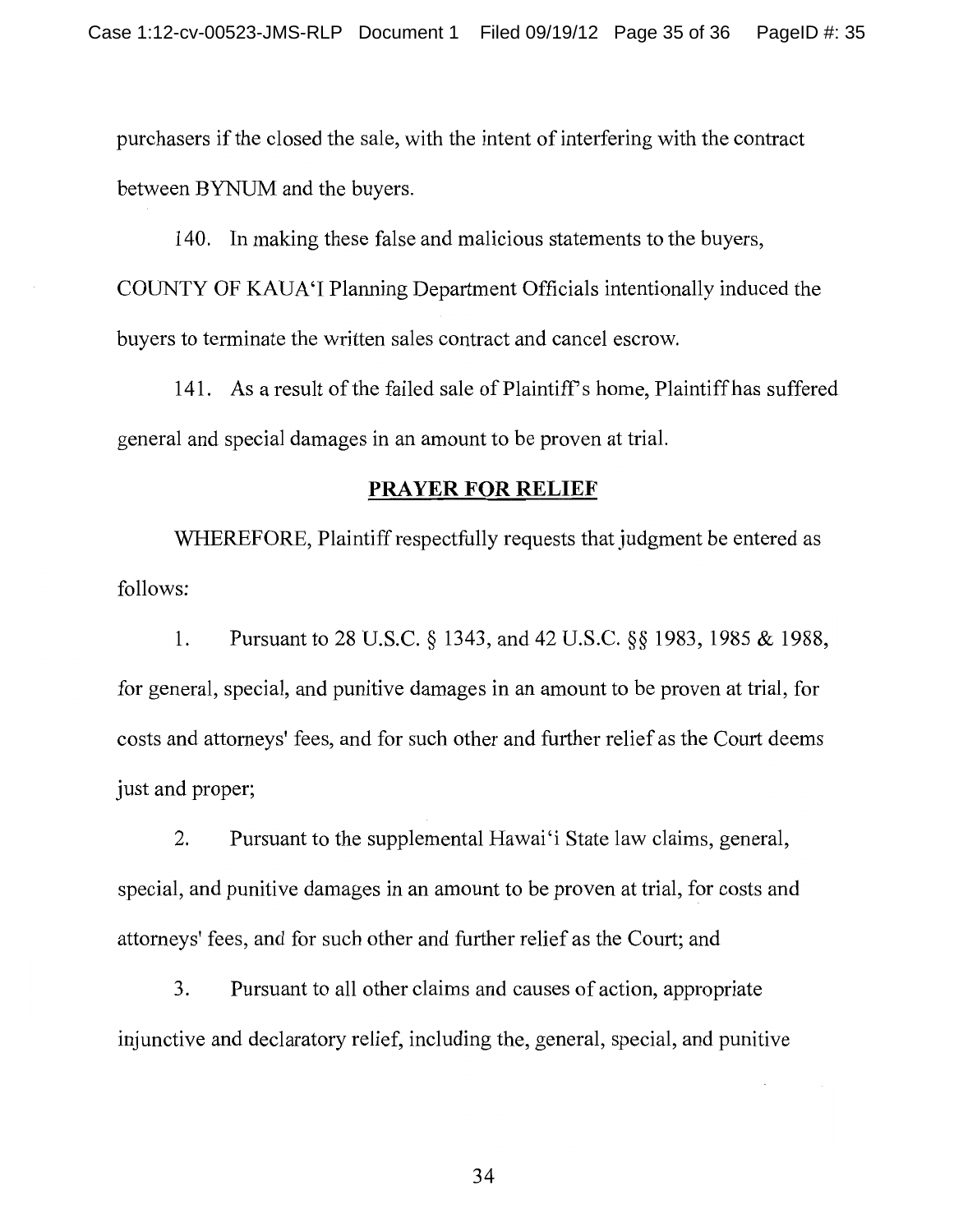purchasers if the closed the sale, with the intent of interfering with the contract between BYNUM and the buyers.

140. In making these false and malicious statements to the buyers, COUNTY OF KAUA'I Planning Department Officials intentionally induced the buyers to terminate the written sales contract and cancel escrow.

141. As a result of the failed sale of Plaintiff's home, Plaintiff has suffered general and special damages in an amount to be proven at trial.

## PRAYER FOR RELIEF

WHEREFORE, Plaintiff respectfully requests that judgment be entered as follows:

1. Pursuant to 28 U.S.C. § 1343, and 42 U.S.C. §§ 1983, 1985 & 1988, for general, special, and punitive damages in an amount to be proven at trial, for costs and attorneys' fees, and for such other and further relief as the Court deems just and proper;

2. Pursuant to the supplemental Hawai'i State law claims, general, special, and punitive damages in an amount to be proven at trial, for costs and attorneys' fees, and for such other and further relief as the Court; and

3. Pursuant to all other claims and causes of action, appropriate injunctive and declaratory relief, including the, general, special, and punitive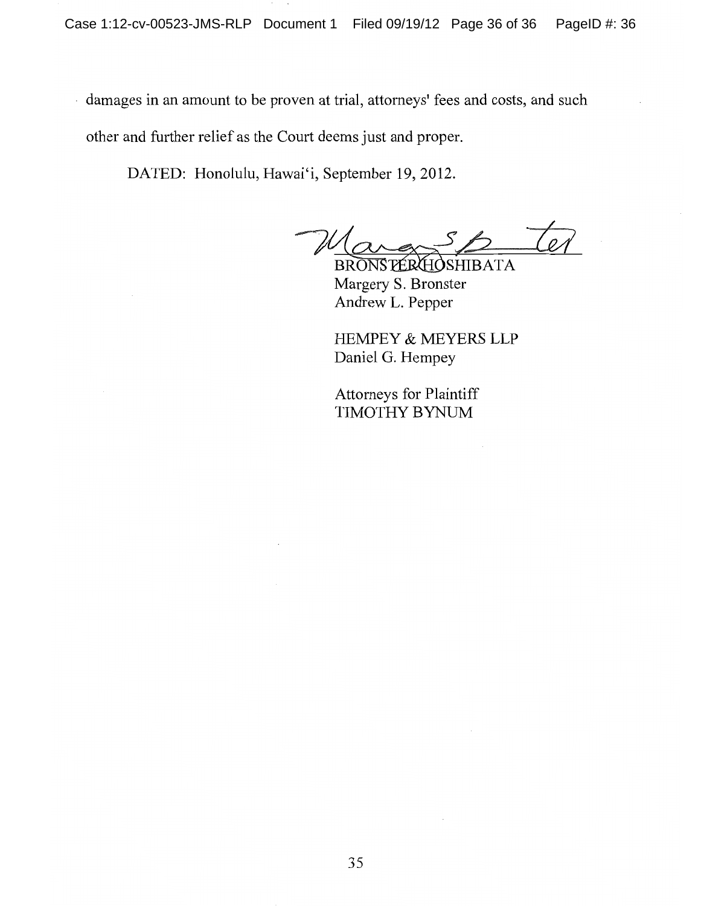damages in an amount to be proven at trial, attorneys' fees and costs, and such other and further relief as the Court deems just and proper.

DATED: Honolulu, Hawai'i, September 19, 2012.

BRONSTER HOSHIBATA
Margery S. Bronster
Andrew L. Pepper

HEMPEY & MEYERS LLP
Daniel G. Hempey

Attorneys for Plaintiff
TIMOTHY BYNUM